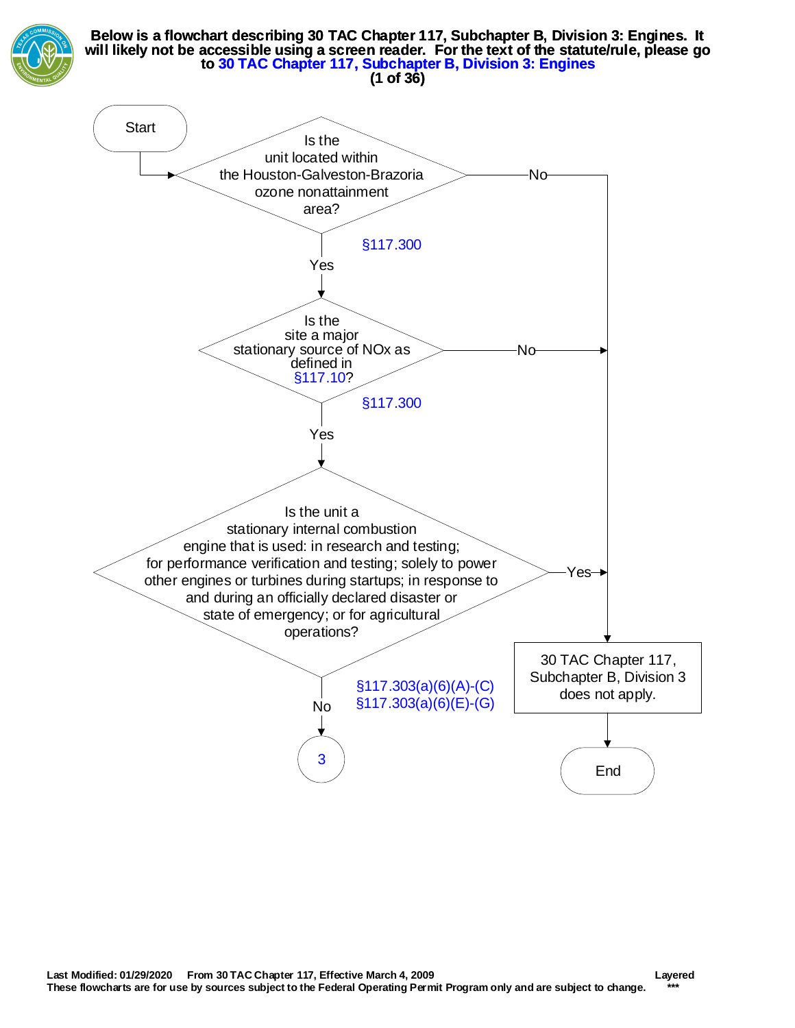**Below is a flowchart describing 30 TAC Chapter 117, Subchapter B, Division 3: Engines. It will likely not be accessible using a screen reader. For the text of the statute/rule, please go to 30 TAC Chapter 117, Subchapter B, Division 3: Engines**

Start

Is the unit located within the Houston-Galveston-Brazoria ozone nonattainment area?

§117.300

- No → 30 TAC Chapter 117, Subchapter B, Division 3 does not apply.
- Yes → Is the site a major stationary source of NOx as defined in §117.10?

§117.300

- No → 30 TAC Chapter 117, Subchapter B, Division 3 does not apply.
- Yes → Is the unit a stationary internal combustion engine that is used: in research and testing; for performance verification and testing; solely to power other engines or turbines during startups; in response to and during an officially declared disaster or state of emergency; or for agricultural operations?

§117.303(a)(6)(A)-(C)
§117.303(a)(6)(E)-(G)

- Yes → 30 TAC Chapter 117, Subchapter B, Division 3 does not apply. → End
- No → 3

Last Modified: 01/29/2020 From 30 TAC Chapter 117, Effective March 4, 2009 Layered
These flowcharts are for use by sources subject to the Federal Operating Permit Program only and are subject to change. ***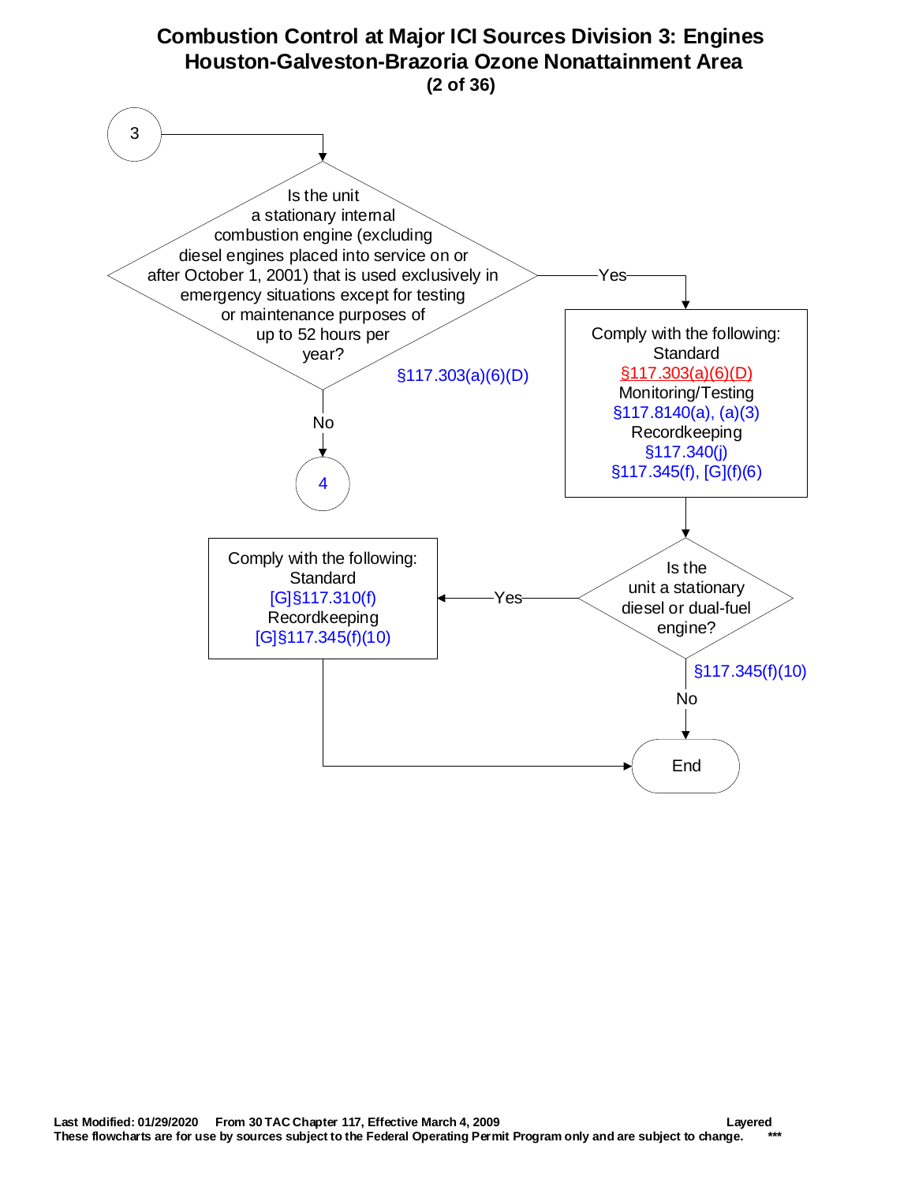# Combustion Control at Major ICI Sources Division 3: Engines
## Houston-Galveston-Brazoria Ozone Nonattainment Area

**(2 of 36)**

3

Is the unit a stationary internal combustion engine (excluding diesel engines placed into service on or after October 1, 2001) that is used exclusively in emergency situations except for testing or maintenance purposes of up to 52 hours per year?

§117.303(a)(6)(D)

- No → 4
- Yes → Comply with the following:
  - Standard: §117.303(a)(6)(D)
  - Monitoring/Testing: §117.8140(a), (a)(3)
  - Recordkeeping: §117.340(j), §117.345(f), [G](f)(6)

Is the unit a stationary diesel or dual-fuel engine?

§117.345(f)(10)

- Yes → Comply with the following:
  - Standard: [G]§117.310(f)
  - Recordkeeping: [G]§117.345(f)(10)
  - → End
- No → End

Last Modified: 01/29/2020 From 30 TAC Chapter 117, Effective March 4, 2009 Layered

These flowcharts are for use by sources subject to the Federal Operating Permit Program only and are subject to change. ***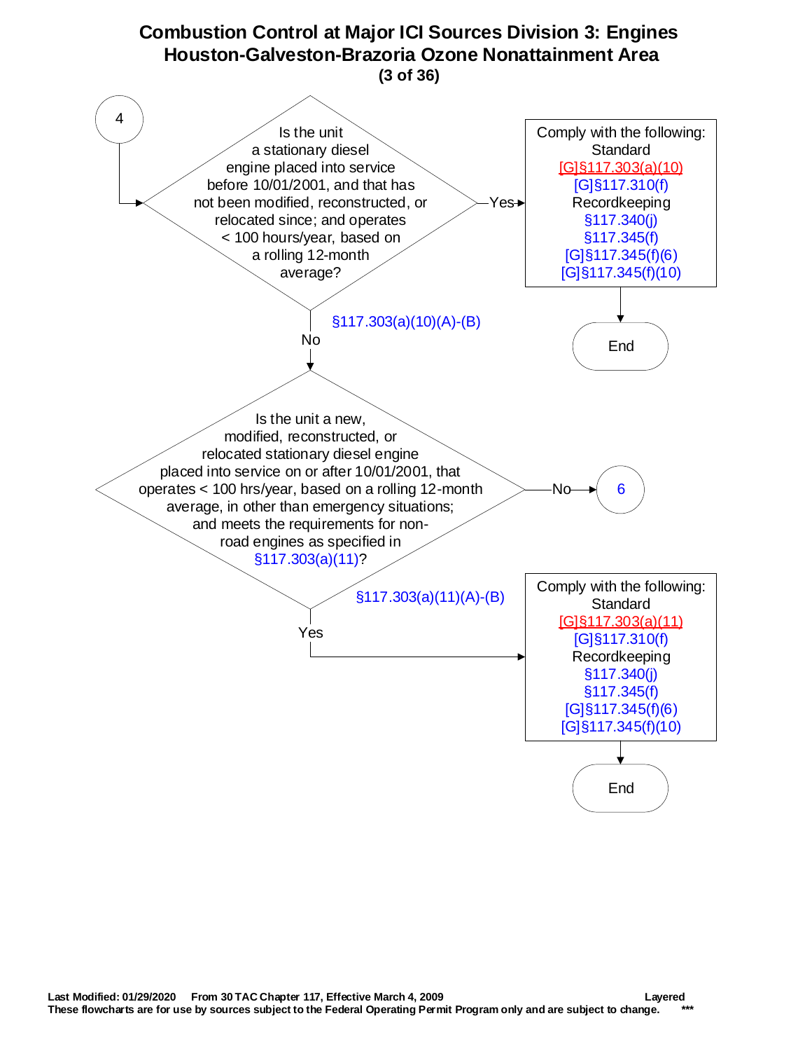# Combustion Control at Major ICI Sources Division 3: Engines
## Houston-Galveston-Brazoria Ozone Nonattainment Area
### (3 of 36)

**4** →

**Is the unit a stationary diesel engine placed into service before 10/01/2001, and that has not been modified, reconstructed, or relocated since; and operates < 100 hours/year, based on a rolling 12-month average?**

§117.303(a)(10)(A)-(B)

- **Yes** → Comply with the following:
  - Standard
    - [G]§117.303(a)(10)
    - [G]§117.310(f)
  - Recordkeeping
    - §117.340(j)
    - §117.345(f)
    - [G]§117.345(f)(6)
    - [G]§117.345(f)(10)
  
  → End

- **No** ↓

**Is the unit a new, modified, reconstructed, or relocated stationary diesel engine placed into service on or after 10/01/2001, that operates < 100 hrs/year, based on a rolling 12-month average, in other than emergency situations; and meets the requirements for non-road engines as specified in §117.303(a)(11)?**

§117.303(a)(11)(A)-(B)

- **No** → 6
- **Yes** → Comply with the following:
  - Standard
    - [G]§117.303(a)(11)
    - [G]§117.310(f)
  - Recordkeeping
    - §117.340(j)
    - §117.345(f)
    - [G]§117.345(f)(6)
    - [G]§117.345(f)(10)
  
  → End

**Last Modified: 01/29/2020 From 30 TAC Chapter 117, Effective March 4, 2009** **Layered**

**These flowcharts are for use by sources subject to the Federal Operating Permit Program only and are subject to change.** *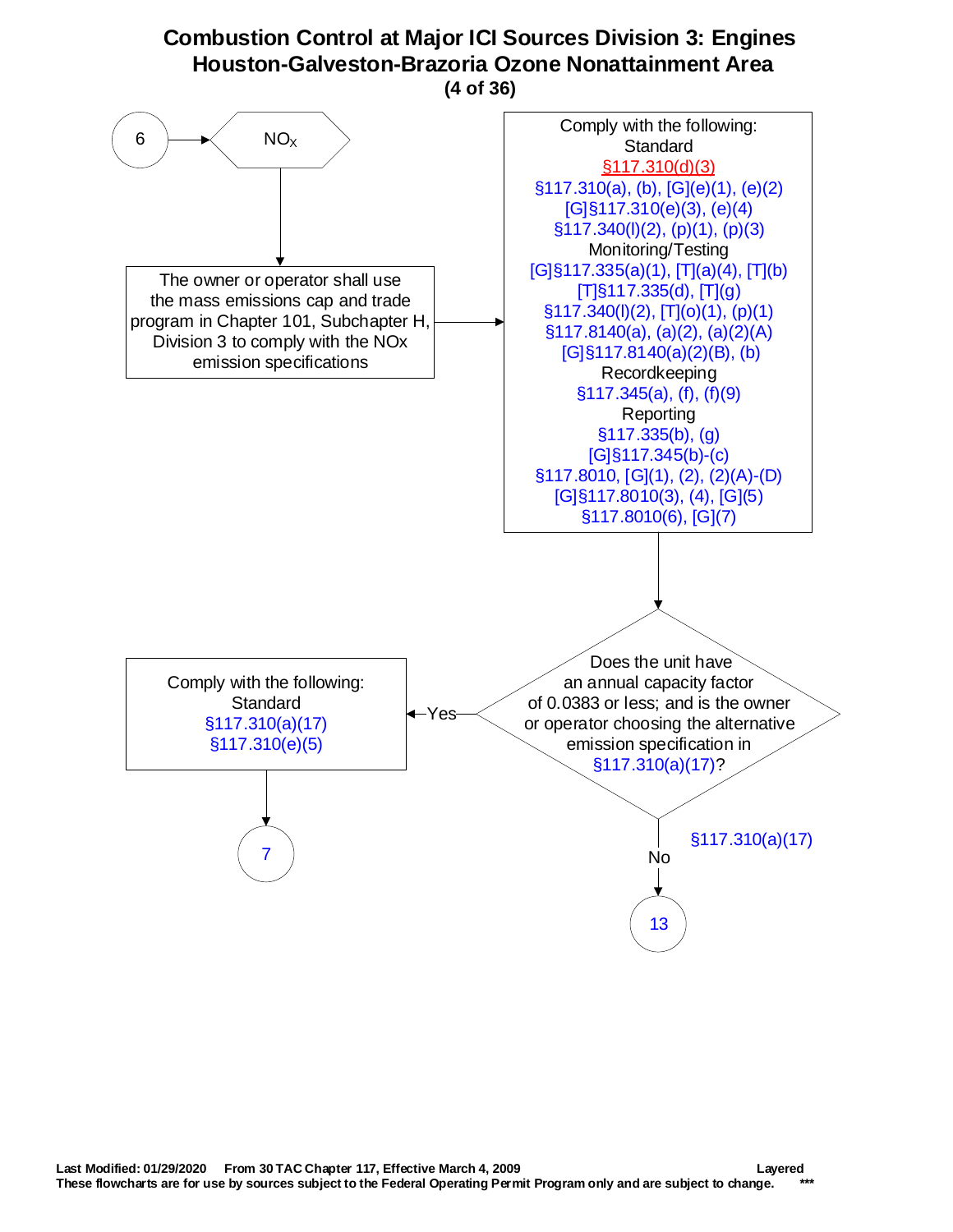# Combustion Control at Major ICI Sources Division 3: Engines
## Houston-Galveston-Brazoria Ozone Nonattainment Area

(4 of 36)

6 → $NO_X$

The owner or operator shall use the mass emissions cap and trade program in Chapter 101, Subchapter H, Division 3 to comply with the NOx emission specifications

Comply with the following:

Standard
§117.310(d)(3)
§117.310(a), (b), [G](e)(1), (e)(2)
[G]§117.310(e)(3), (e)(4)
§117.340(l)(2), (p)(1), (p)(3)

Monitoring/Testing
[G]§117.335(a)(1), [T](a)(4), [T](b)
[T]§117.335(d), [T](g)
§117.340(l)(2), [T](o)(1), (p)(1)
§117.8140(a), (a)(2), (a)(2)(A)
[G]§117.8140(a)(2)(B), (b)

Recordkeeping
§117.345(a), (f), (f)(9)

Reporting
§117.335(b), (g)
[G]§117.345(b)-(c)
§117.8010, [G](1), (2), (2)(A)-(D)
[G]§117.8010(3), (4), [G](5)
§117.8010(6), [G](7)

Does the unit have an annual capacity factor of 0.0383 or less; and is the owner or operator choosing the alternative emission specification in §117.310(a)(17)?

- Yes → Comply with the following:
  Standard
  §117.310(a)(17)
  §117.310(e)(5)
  → 7
- No (§117.310(a)(17)) → 13

Last Modified: 01/29/2020 From 30 TAC Chapter 117, Effective March 4, 2009 Layered
These flowcharts are for use by sources subject to the Federal Operating Permit Program only and are subject to change. ***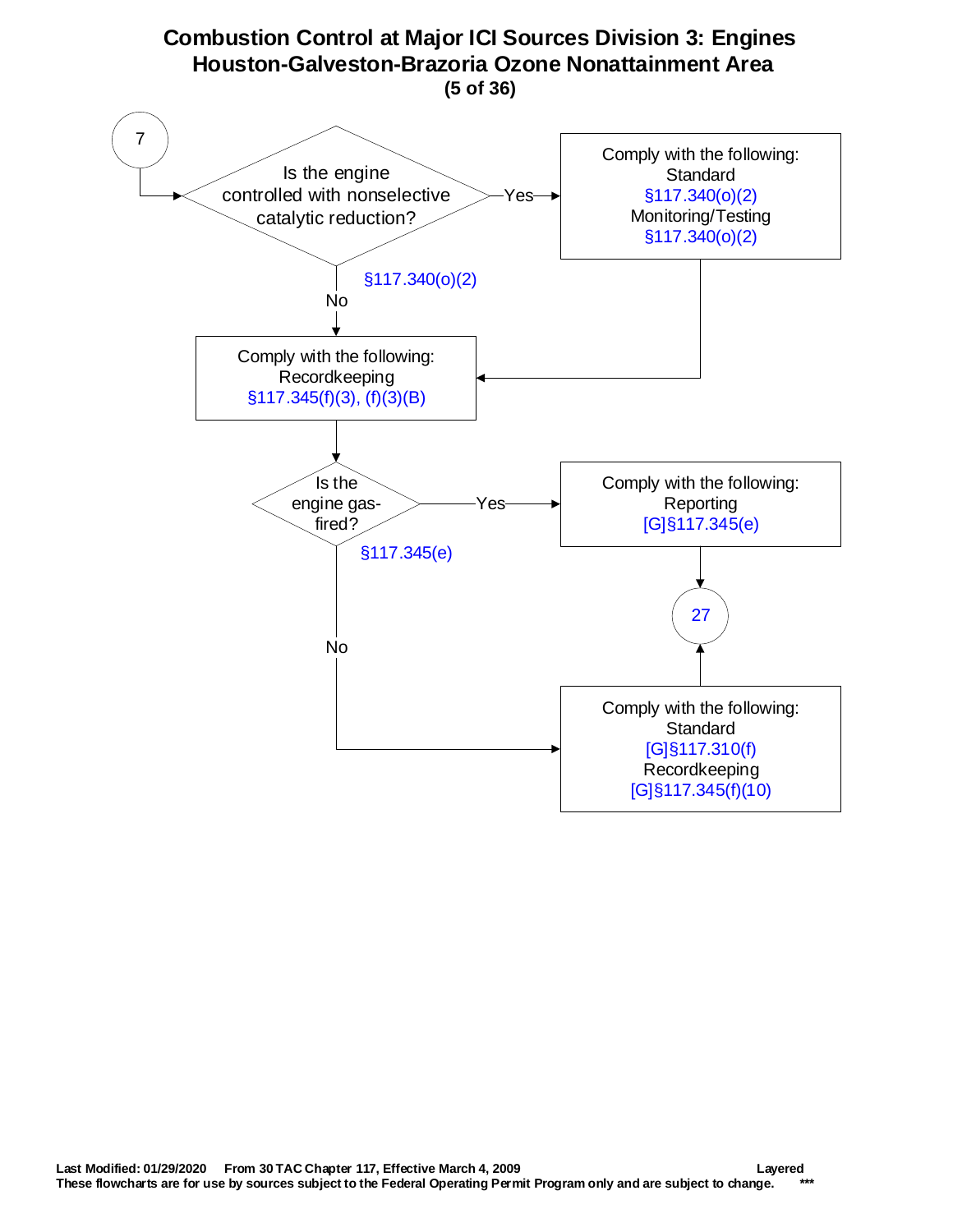# Combustion Control at Major ICI Sources Division 3: Engines
## Houston-Galveston-Brazoria Ozone Nonattainment Area
**(5 of 36)**

7

Is the engine controlled with nonselective catalytic reduction?

§117.340(o)(2)

Yes → Comply with the following:
Standard
§117.340(o)(2)
Monitoring/Testing
§117.340(o)(2)

No →

Comply with the following:
Recordkeeping
§117.345(f)(3), (f)(3)(B)

Is the engine gas-fired?

§117.345(e)

Yes → Comply with the following:
Reporting
[G]§117.345(e)

27

No → Comply with the following:
Standard
[G]§117.310(f)
Recordkeeping
[G]§117.345(f)(10)

**Last Modified: 01/29/2020 From 30 TAC Chapter 117, Effective March 4, 2009** **Layered**
**These flowcharts are for use by sources subject to the Federal Operating Permit Program only and are subject to change.** ***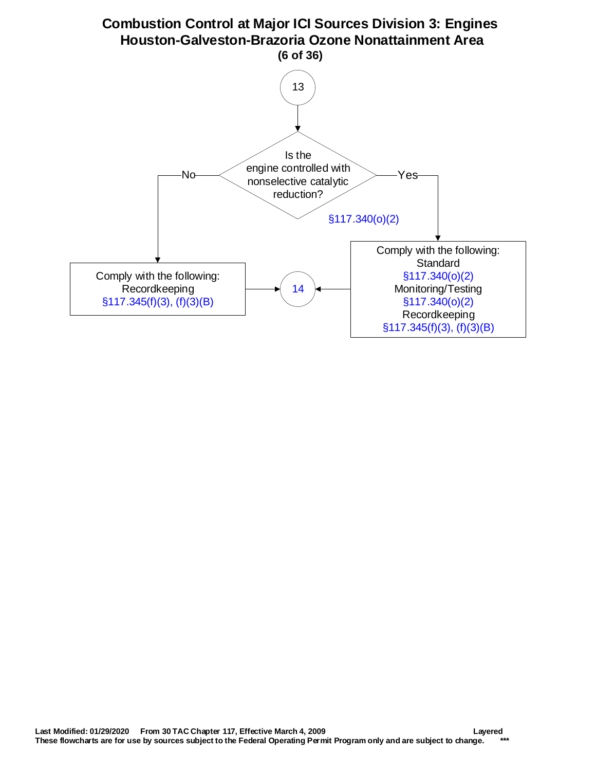# Combustion Control at Major ICI Sources Division 3: Engines
## Houston-Galveston-Brazoria Ozone Nonattainment Area

13

**Is the engine controlled with nonselective catalytic reduction?** §117.340(o)(2)

- **No** → Comply with the following:
  - Recordkeeping
    - §117.345(f)(3), (f)(3)(B)
  - → 14
- **Yes** → Comply with the following:
  - Standard
    - §117.340(o)(2)
  - Monitoring/Testing
    - §117.340(o)(2)
  - Recordkeeping
    - §117.345(f)(3), (f)(3)(B)
  - → 14

**Last Modified: 01/29/2020 From 30 TAC Chapter 117, Effective March 4, 2009 Layered**
**These flowcharts are for use by sources subject to the Federal Operating Permit Program only and are subject to change. ***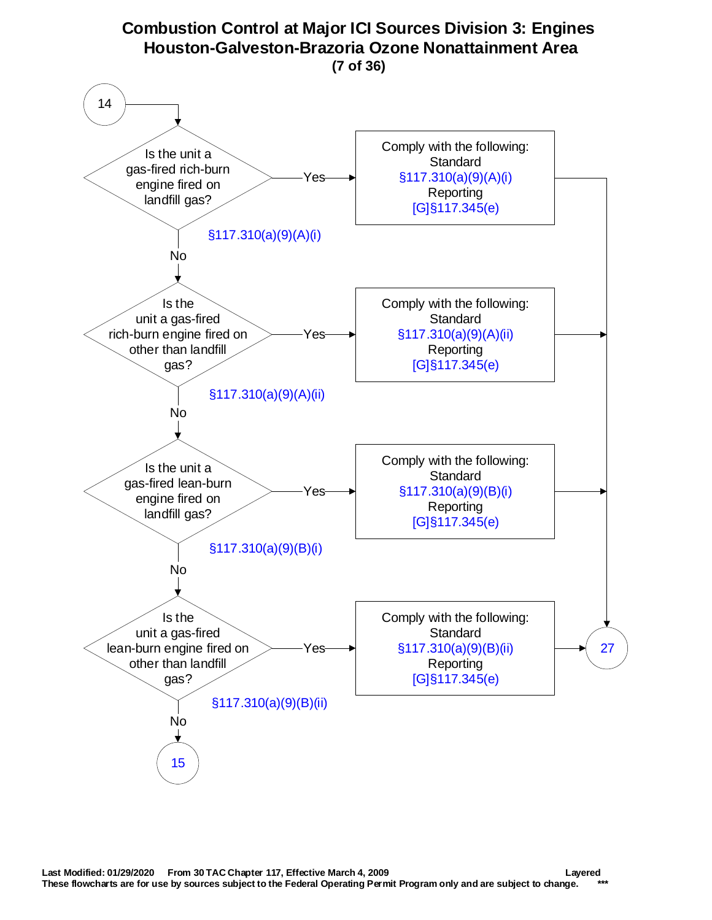# Combustion Control at Major ICI Sources Division 3: Engines
## Houston-Galveston-Brazoria Ozone Nonattainment Area

**(7 of 36)**

**14**

**Is the unit a gas-fired rich-burn engine fired on landfill gas?** §117.310(a)(9)(A)(i)

- Yes → Comply with the following:
  - Standard §117.310(a)(9)(A)(i)
  - Reporting [G]§117.345(e)
  - → 27
- No → next question

**Is the unit a gas-fired rich-burn engine fired on other than landfill gas?** §117.310(a)(9)(A)(ii)

- Yes → Comply with the following:
  - Standard §117.310(a)(9)(A)(ii)
  - Reporting [G]§117.345(e)
  - → 27
- No → next question

**Is the unit a gas-fired lean-burn engine fired on landfill gas?** §117.310(a)(9)(B)(i)

- Yes → Comply with the following:
  - Standard §117.310(a)(9)(B)(i)
  - Reporting [G]§117.345(e)
  - → 27
- No → next question

**Is the unit a gas-fired lean-burn engine fired on other than landfill gas?** §117.310(a)(9)(B)(ii)

- Yes → Comply with the following:
  - Standard §117.310(a)(9)(B)(ii)
  - Reporting [G]§117.345(e)
  - → 27
- No → 15

Last Modified: 01/29/2020 From 30 TAC Chapter 117, Effective March 4, 2009 Layered

These flowcharts are for use by sources subject to the Federal Operating Permit Program only and are subject to change. ***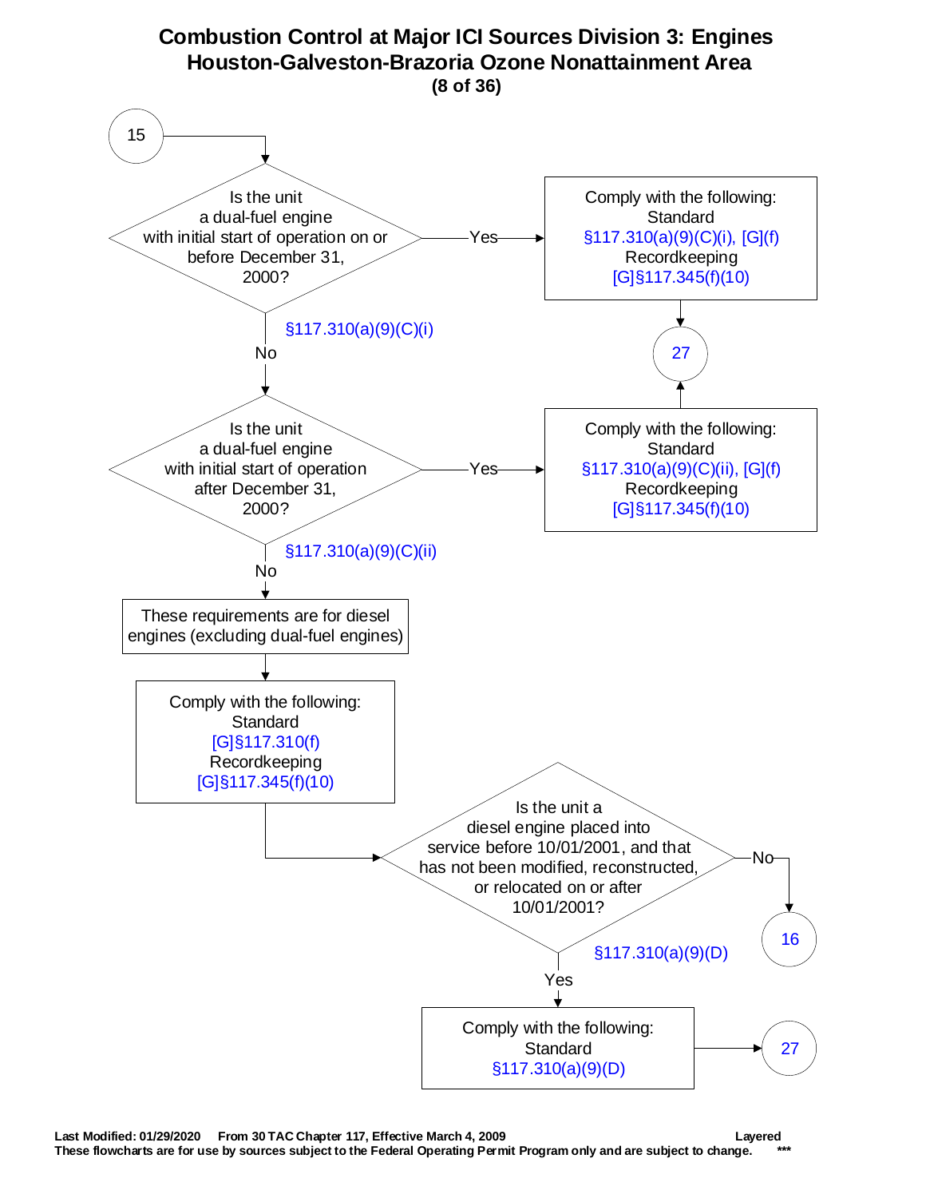# Combustion Control at Major ICI Sources Division 3: Engines
## Houston-Galveston-Brazoria Ozone Nonattainment Area

**(8 of 36)**

**15** →

**Is the unit a dual-fuel engine with initial start of operation on or before December 31, 2000?** (§117.310(a)(9)(C)(i))

- **Yes** → Comply with the following:
  - Standard: §117.310(a)(9)(C)(i), [G](f)
  - Recordkeeping: [G]§117.345(f)(10)
  - → **27**
- **No** → continue below.

**Is the unit a dual-fuel engine with initial start of operation after December 31, 2000?** (§117.310(a)(9)(C)(ii))

- **Yes** → Comply with the following:
  - Standard: §117.310(a)(9)(C)(ii), [G](f)
  - Recordkeeping: [G]§117.345(f)(10)
  - → **27**
- **No** → continue below.

These requirements are for diesel engines (excluding dual-fuel engines)

Comply with the following:
- Standard: [G]§117.310(f)
- Recordkeeping: [G]§117.345(f)(10)

**Is the unit a diesel engine placed into service before 10/01/2001, and that has not been modified, reconstructed, or relocated on or after 10/01/2001?** (§117.310(a)(9)(D))

- **No** → **16**
- **Yes** → Comply with the following:
  - Standard: §117.310(a)(9)(D)
  - → **27**

Last Modified: 01/29/2020 From 30 TAC Chapter 117, Effective March 4, 2009 Layered

These flowcharts are for use by sources subject to the Federal Operating Permit Program only and are subject to change. ***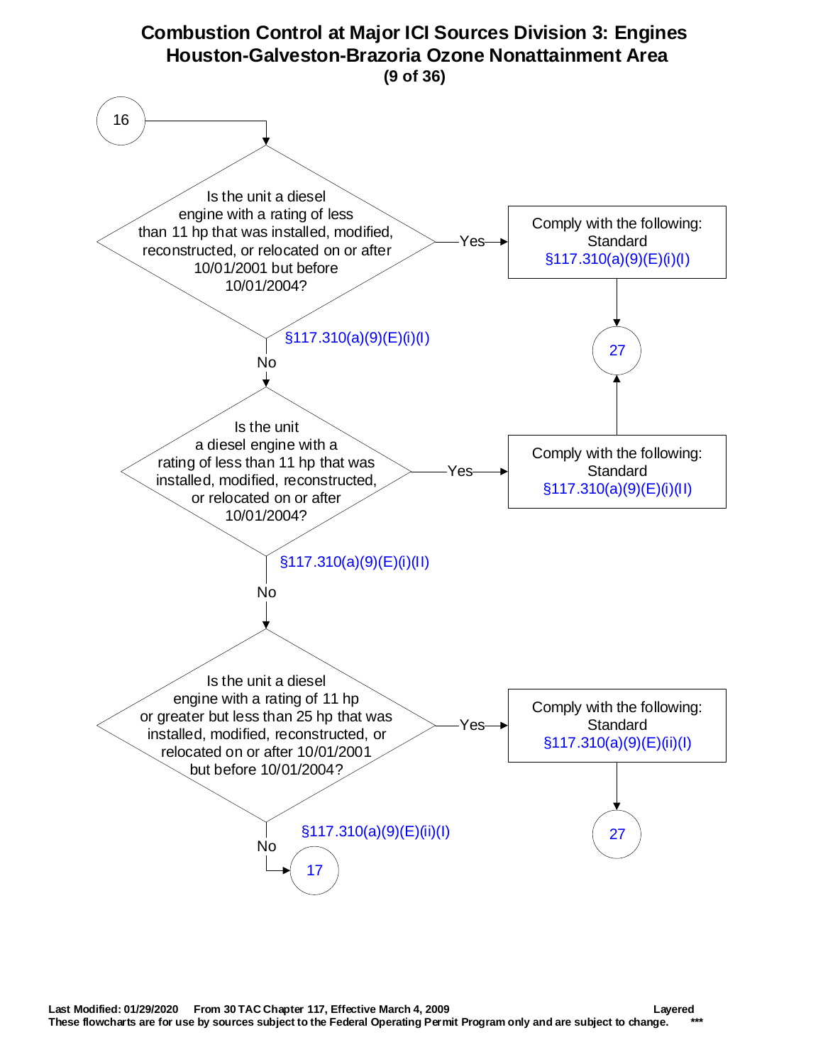# Combustion Control at Major ICI Sources Division 3: Engines
## Houston-Galveston-Brazoria Ozone Nonattainment Area

16

**Is the unit a diesel engine with a rating of less than 11 hp that was installed, modified, reconstructed, or relocated on or after 10/01/2001 but before 10/01/2004?**

§117.310(a)(9)(E)(i)(I)

- Yes → Comply with the following: Standard §117.310(a)(9)(E)(i)(I) → 27
- No → continue

**Is the unit a diesel engine with a rating of less than 11 hp that was installed, modified, reconstructed, or relocated on or after 10/01/2004?**

§117.310(a)(9)(E)(i)(II)

- Yes → Comply with the following: Standard §117.310(a)(9)(E)(i)(II) → 27
- No → continue

**Is the unit a diesel engine with a rating of 11 hp or greater but less than 25 hp that was installed, modified, reconstructed, or relocated on or after 10/01/2001 but before 10/01/2004?**

§117.310(a)(9)(E)(ii)(I)

- Yes → Comply with the following: Standard §117.310(a)(9)(E)(ii)(I) → 27
- No → 17

Last Modified: 01/29/2020 From 30 TAC Chapter 117, Effective March 4, 2009 Layered
These flowcharts are for use by sources subject to the Federal Operating Permit Program only and are subject to change. ***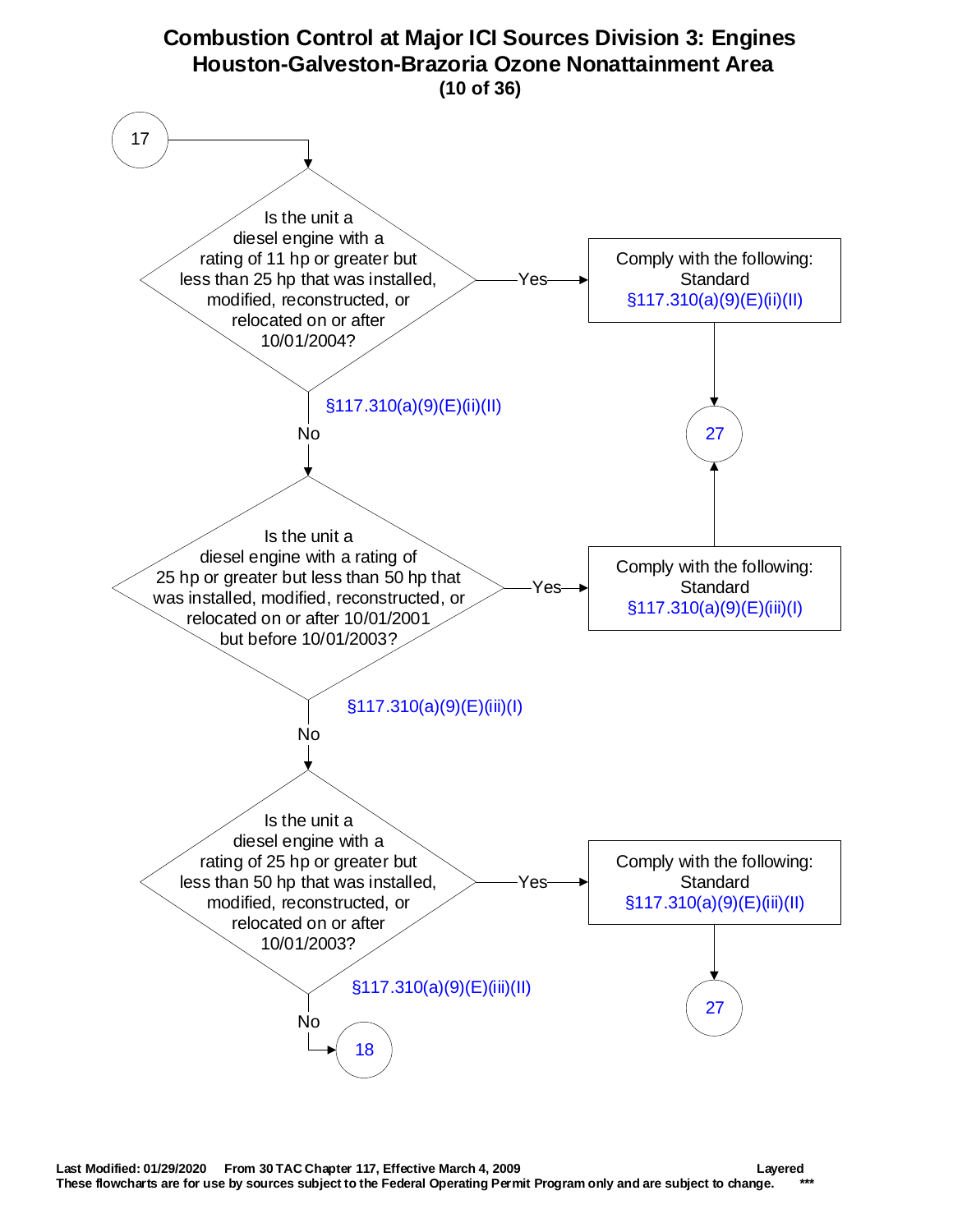# Combustion Control at Major ICI Sources Division 3: Engines
## Houston-Galveston-Brazoria Ozone Nonattainment Area

17

**Is the unit a diesel engine with a rating of 11 hp or greater but less than 25 hp that was installed, modified, reconstructed, or relocated on or after 10/01/2004?**

§117.310(a)(9)(E)(ii)(II)

- Yes → Comply with the following: Standard §117.310(a)(9)(E)(ii)(II) → 27
- No → next question

**Is the unit a diesel engine with a rating of 25 hp or greater but less than 50 hp that was installed, modified, reconstructed, or relocated on or after 10/01/2001 but before 10/01/2003?**

§117.310(a)(9)(E)(iii)(I)

- Yes → Comply with the following: Standard §117.310(a)(9)(E)(iii)(I) → 27
- No → next question

**Is the unit a diesel engine with a rating of 25 hp or greater but less than 50 hp that was installed, modified, reconstructed, or relocated on or after 10/01/2003?**

§117.310(a)(9)(E)(iii)(II)

- Yes → Comply with the following: Standard §117.310(a)(9)(E)(iii)(II) → 27
- No → 18

Last Modified: 01/29/2020 From 30 TAC Chapter 117, Effective March 4, 2009 Layered

These flowcharts are for use by sources subject to the Federal Operating Permit Program only and are subject to change. ***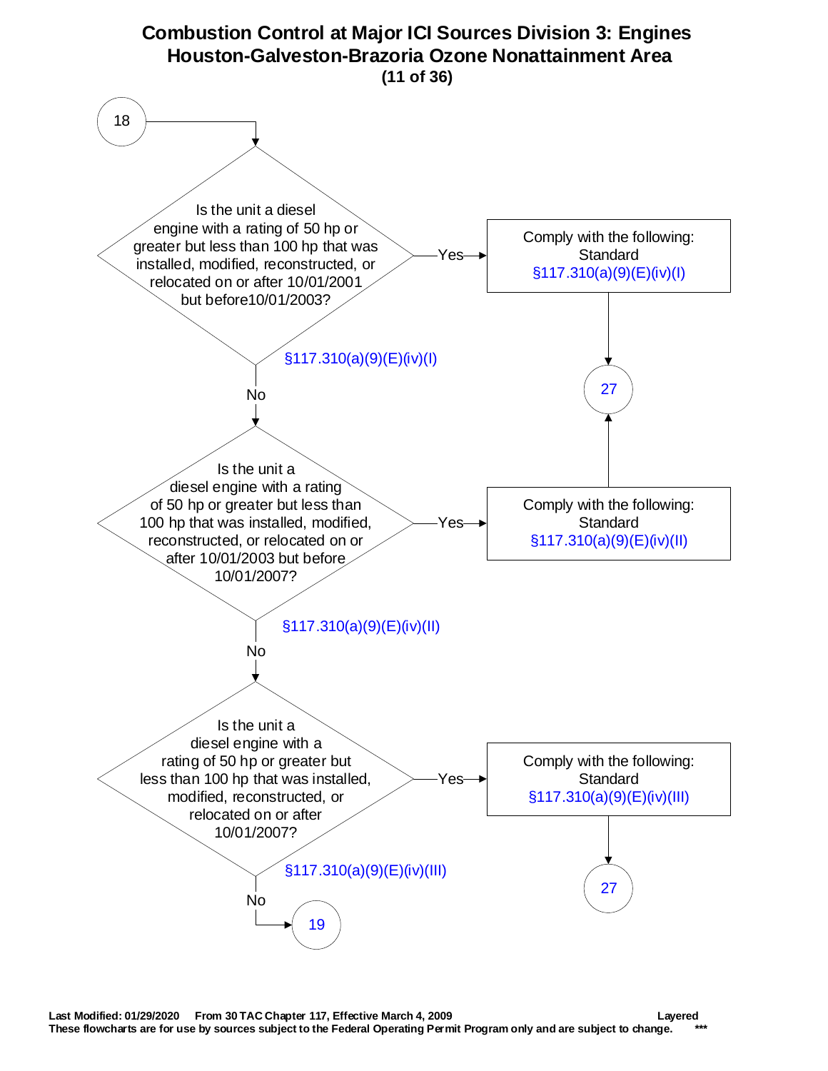# Combustion Control at Major ICI Sources Division 3: Engines
## Houston-Galveston-Brazoria Ozone Nonattainment Area

**(11 of 36)**

18

Is the unit a diesel engine with a rating of 50 hp or greater but less than 100 hp that was installed, modified, reconstructed, or relocated on or after 10/01/2001 but before10/01/2003?

§117.310(a)(9)(E)(iv)(I)

- Yes → Comply with the following: Standard §117.310(a)(9)(E)(iv)(I) → 27
- No ↓

Is the unit a diesel engine with a rating of 50 hp or greater but less than 100 hp that was installed, modified, reconstructed, or relocated on or after 10/01/2003 but before 10/01/2007?

§117.310(a)(9)(E)(iv)(II)

- Yes → Comply with the following: Standard §117.310(a)(9)(E)(iv)(II) → 27
- No ↓

Is the unit a diesel engine with a rating of 50 hp or greater but less than 100 hp that was installed, modified, reconstructed, or relocated on or after 10/01/2007?

§117.310(a)(9)(E)(iv)(III)

- Yes → Comply with the following: Standard §117.310(a)(9)(E)(iv)(III) → 27
- No → 19

**Last Modified: 01/29/2020 From 30 TAC Chapter 117, Effective March 4, 2009** **Layered**

**These flowcharts are for use by sources subject to the Federal Operating Permit Program only and are subject to change.** ***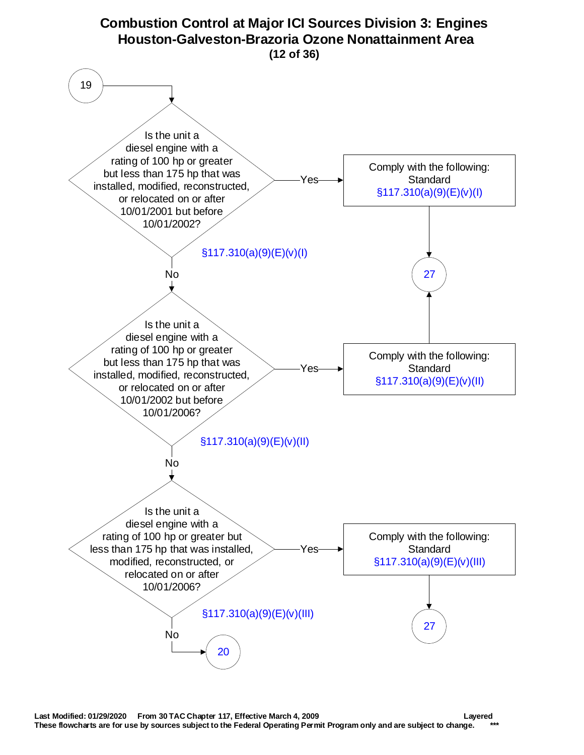# Combustion Control at Major ICI Sources Division 3: Engines
## Houston-Galveston-Brazoria Ozone Nonattainment Area
### (12 of 36)

19

Is the unit a diesel engine with a rating of 100 hp or greater but less than 175 hp that was installed, modified, reconstructed, or relocated on or after 10/01/2001 but before 10/01/2002?

§117.310(a)(9)(E)(v)(I)

- Yes → Comply with the following: Standard §117.310(a)(9)(E)(v)(I) → 27
- No ↓

Is the unit a diesel engine with a rating of 100 hp or greater but less than 175 hp that was installed, modified, reconstructed, or relocated on or after 10/01/2002 but before 10/01/2006?

§117.310(a)(9)(E)(v)(II)

- Yes → Comply with the following: Standard §117.310(a)(9)(E)(v)(II) → 27
- No ↓

Is the unit a diesel engine with a rating of 100 hp or greater but less than 175 hp that was installed, modified, reconstructed, or relocated on or after 10/01/2006?

§117.310(a)(9)(E)(v)(III)

- Yes → Comply with the following: Standard §117.310(a)(9)(E)(v)(III) → 27
- No → 20

Last Modified: 01/29/2020 From 30 TAC Chapter 117, Effective March 4, 2009 Layered
These flowcharts are for use by sources subject to the Federal Operating Permit Program only and are subject to change. ***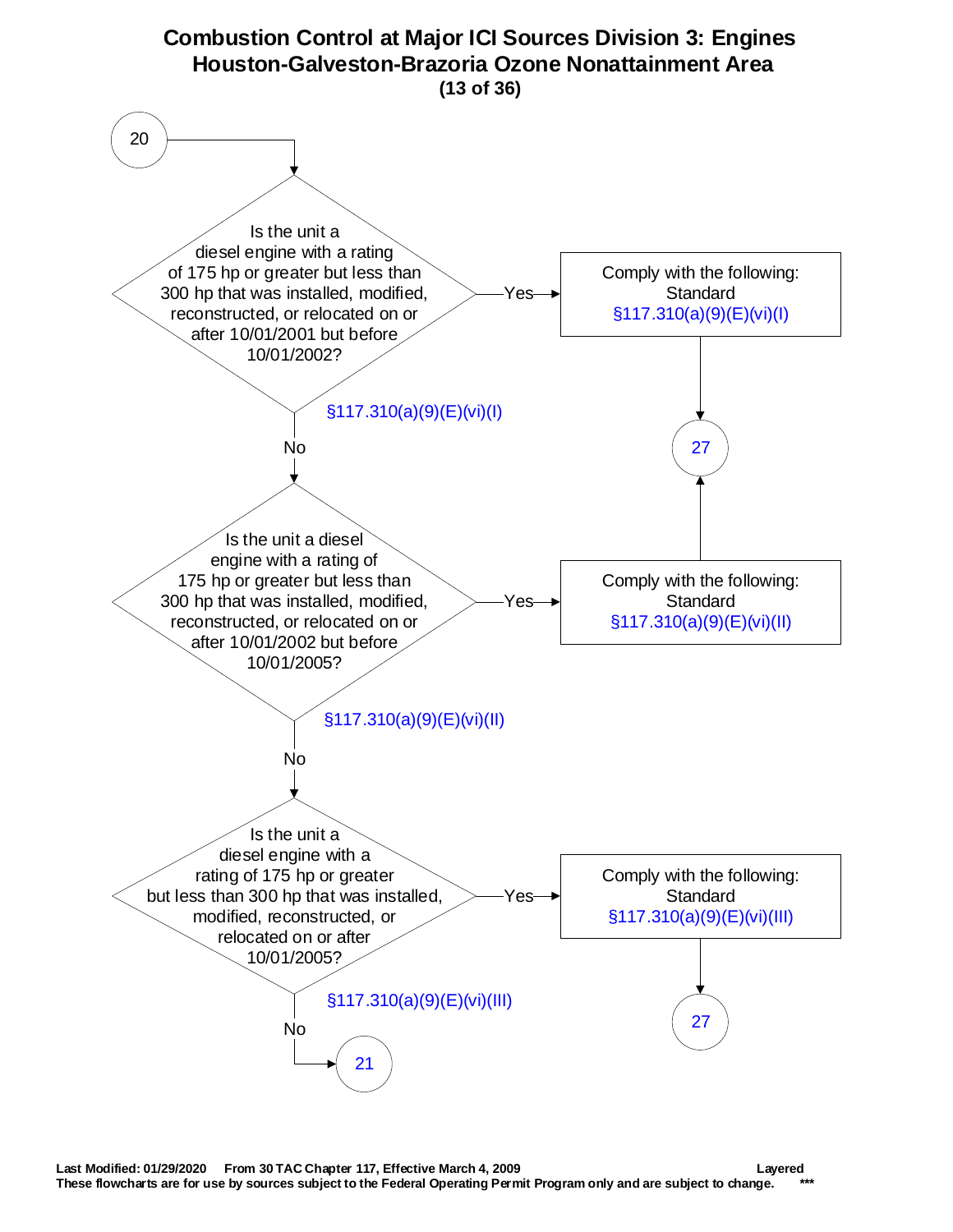# Combustion Control at Major ICI Sources Division 3: Engines
## Houston-Galveston-Brazoria Ozone Nonattainment Area

**Start (from 20)**

**Is the unit a diesel engine with a rating of 175 hp or greater but less than 300 hp that was installed, modified, reconstructed, or relocated on or after 10/01/2001 but before 10/01/2002?** §117.310(a)(9)(E)(vi)(I)

- **Yes** → Comply with the following: Standard §117.310(a)(9)(E)(vi)(I) → Go to 27
- **No** → Continue below

**Is the unit a diesel engine with a rating of 175 hp or greater but less than 300 hp that was installed, modified, reconstructed, or relocated on or after 10/01/2002 but before 10/01/2005?** §117.310(a)(9)(E)(vi)(II)

- **Yes** → Comply with the following: Standard §117.310(a)(9)(E)(vi)(II) → Go to 27
- **No** → Continue below

**Is the unit a diesel engine with a rating of 175 hp or greater but less than 300 hp that was installed, modified, reconstructed, or relocated on or after 10/01/2005?** §117.310(a)(9)(E)(vi)(III)

- **Yes** → Comply with the following: Standard §117.310(a)(9)(E)(vi)(III) → Go to 27
- **No** → Go to 21

**Last Modified: 01/29/2020 From 30 TAC Chapter 117, Effective March 4, 2009** **Layered**
**These flowcharts are for use by sources subject to the Federal Operating Permit Program only and are subject to change.** ***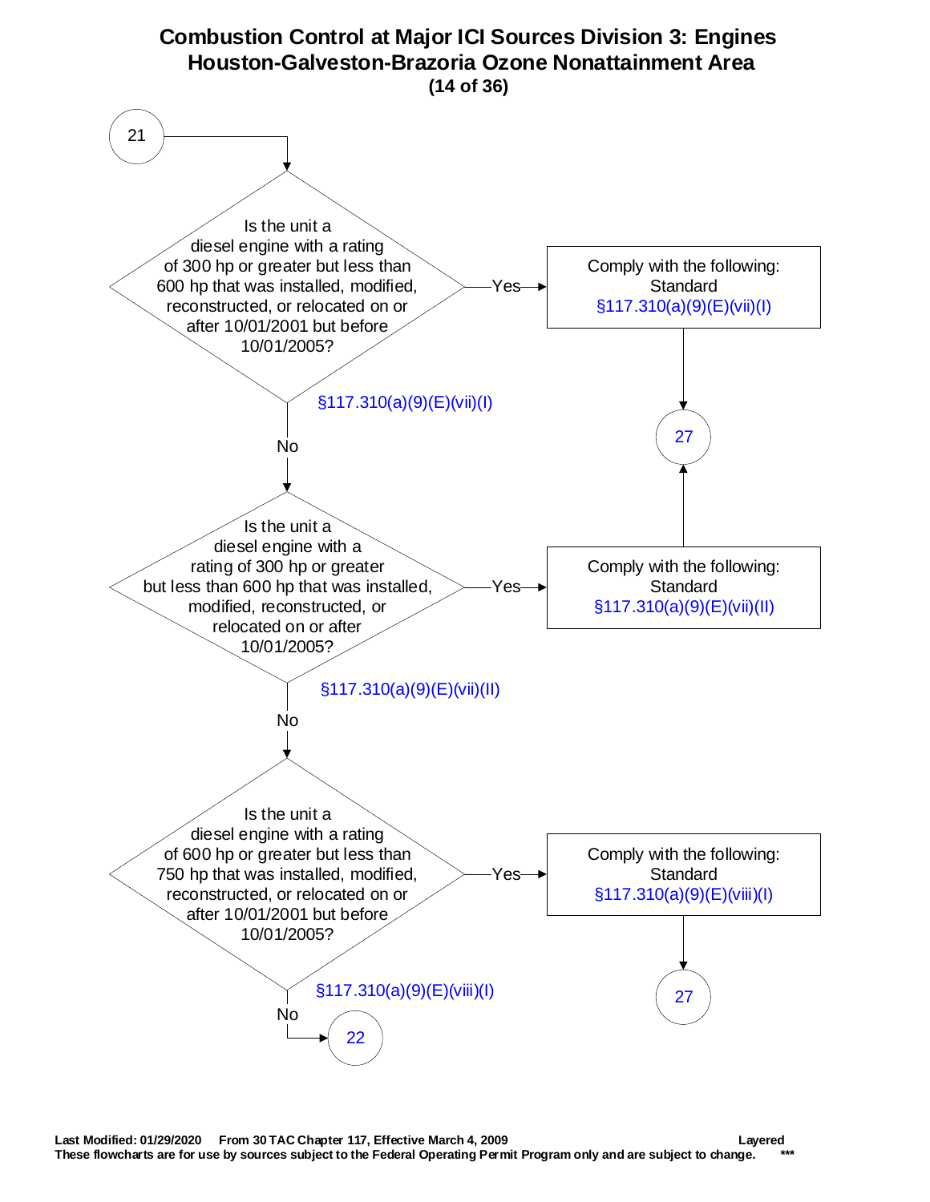# Combustion Control at Major ICI Sources Division 3: Engines
## Houston-Galveston-Brazoria Ozone Nonattainment Area
### (14 of 36)

**21**

**Is the unit a diesel engine with a rating of 300 hp or greater but less than 600 hp that was installed, modified, reconstructed, or relocated on or after 10/01/2001 but before 10/01/2005?** §117.310(a)(9)(E)(vii)(I)

- Yes → Comply with the following: Standard §117.310(a)(9)(E)(vii)(I) → **27**
- No → next question

**Is the unit a diesel engine with a rating of 300 hp or greater but less than 600 hp that was installed, modified, reconstructed, or relocated on or after 10/01/2005?** §117.310(a)(9)(E)(vii)(II)

- Yes → Comply with the following: Standard §117.310(a)(9)(E)(vii)(II) → **27**
- No → next question

**Is the unit a diesel engine with a rating of 600 hp or greater but less than 750 hp that was installed, modified, reconstructed, or relocated on or after 10/01/2001 but before 10/01/2005?** §117.310(a)(9)(E)(viii)(I)

- Yes → Comply with the following: Standard §117.310(a)(9)(E)(viii)(I) → **27**
- No → **22**

Last Modified: 01/29/2020 From 30 TAC Chapter 117, Effective March 4, 2009 Layered
These flowcharts are for use by sources subject to the Federal Operating Permit Program only and are subject to change. ***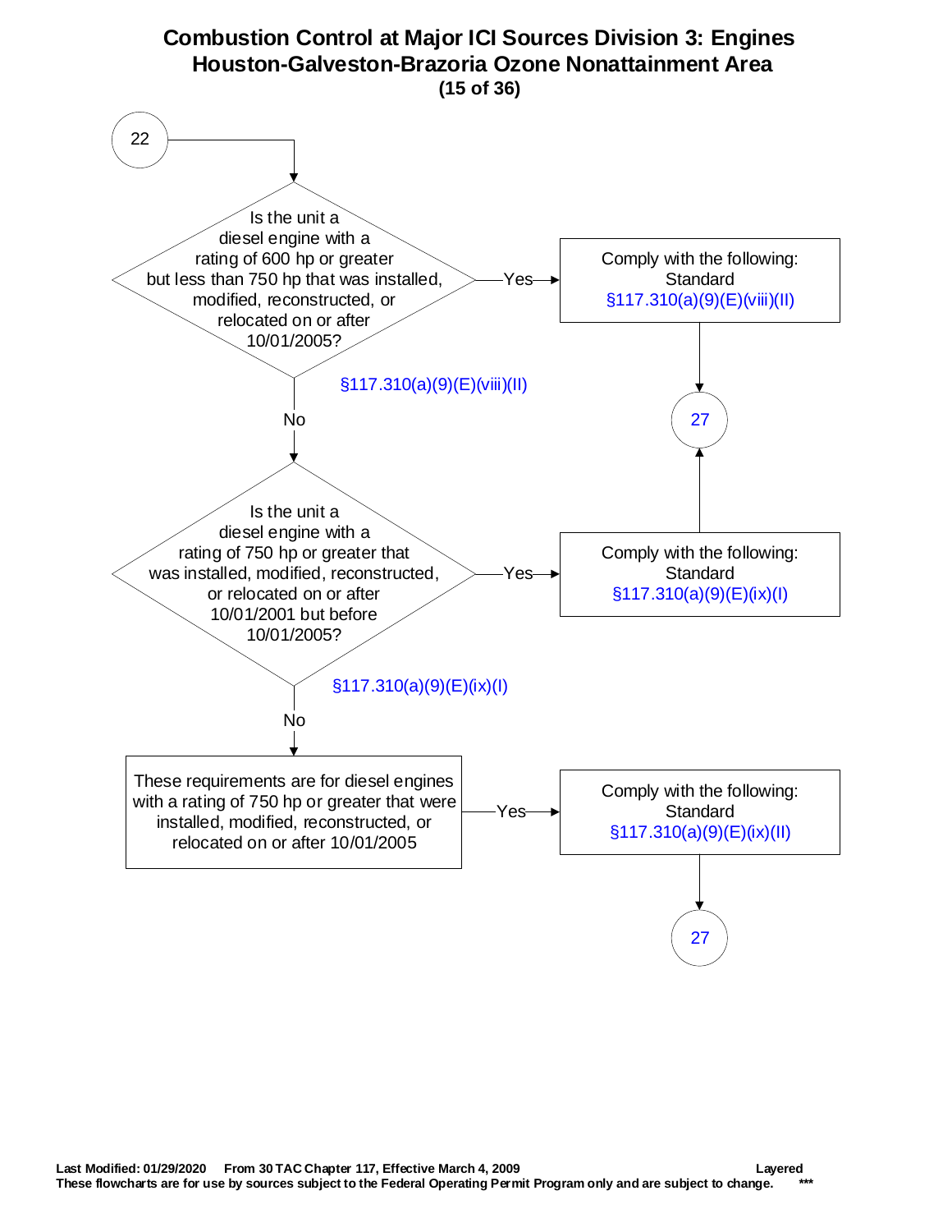# Combustion Control at Major ICI Sources Division 3: Engines
## Houston-Galveston-Brazoria Ozone Nonattainment Area
**(15 of 36)**

22

Is the unit a diesel engine with a rating of 600 hp or greater but less than 750 hp that was installed, modified, reconstructed, or relocated on or after 10/01/2005?

§117.310(a)(9)(E)(viii)(II)

- Yes → Comply with the following: Standard §117.310(a)(9)(E)(viii)(II) → 27
- No ↓

Is the unit a diesel engine with a rating of 750 hp or greater that was installed, modified, reconstructed, or relocated on or after 10/01/2001 but before 10/01/2005?

§117.310(a)(9)(E)(ix)(I)

- Yes → Comply with the following: Standard §117.310(a)(9)(E)(ix)(I) → 27
- No ↓

These requirements are for diesel engines with a rating of 750 hp or greater that were installed, modified, reconstructed, or relocated on or after 10/01/2005

- Yes → Comply with the following: Standard §117.310(a)(9)(E)(ix)(II) → 27

**Last Modified: 01/29/2020 From 30 TAC Chapter 117, Effective March 4, 2009 Layered**
**These flowcharts are for use by sources subject to the Federal Operating Permit Program only and are subject to change. \*\*\***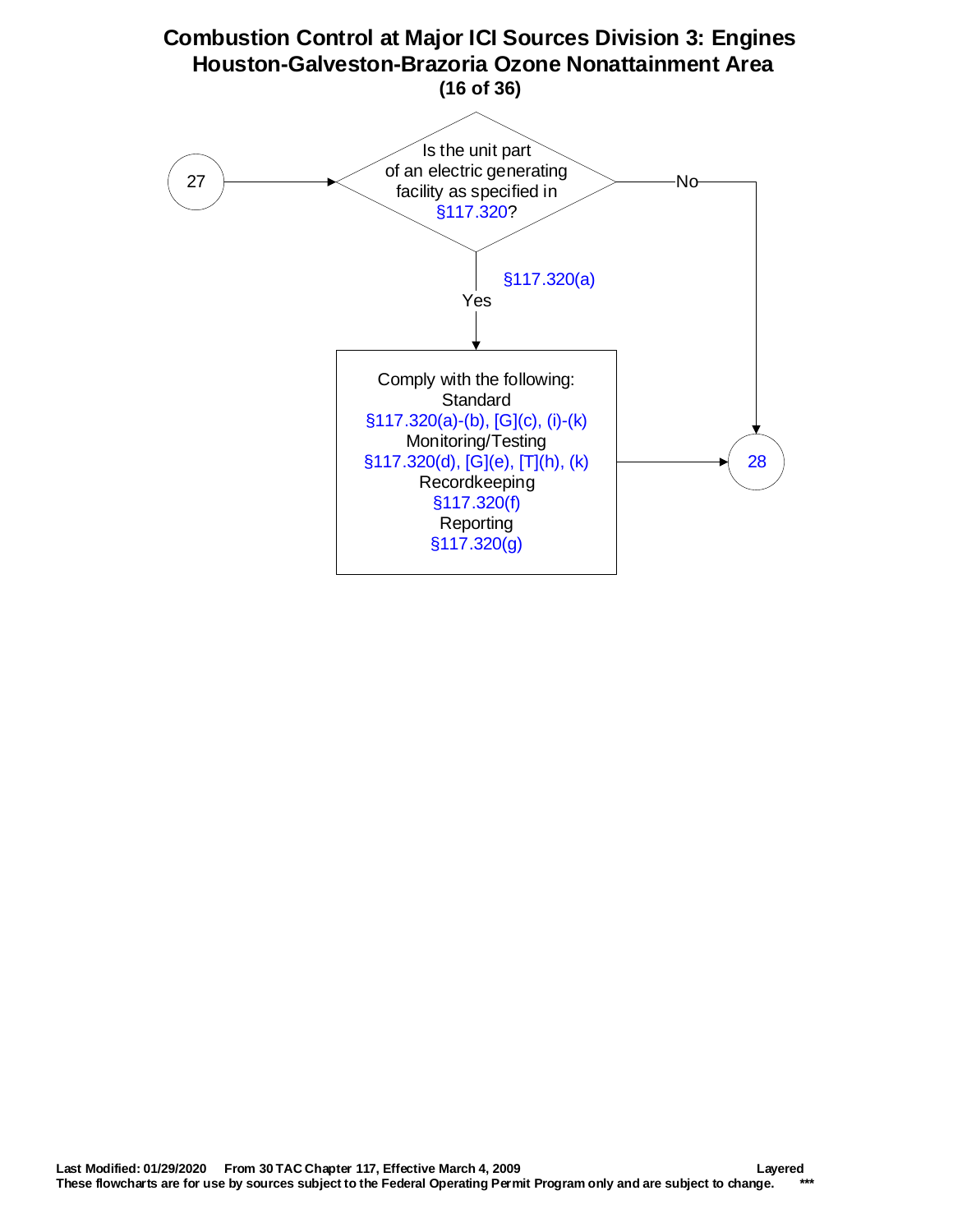# Combustion Control at Major ICI Sources Division 3: Engines
## Houston-Galveston-Brazoria Ozone Nonattainment Area

27

Is the unit part of an electric generating facility as specified in §117.320?

No → 28

Yes (§117.320(a)) ↓

Comply with the following:
Standard
§117.320(a)-(b), [G](c), (i)-(k)
Monitoring/Testing
§117.320(d), [G](e), [T](h), (k)
Recordkeeping
§117.320(f)
Reporting
§117.320(g)

→ 28

**Last Modified: 01/29/2020 From 30 TAC Chapter 117, Effective March 4, 2009** **Layered**
**These flowcharts are for use by sources subject to the Federal Operating Permit Program only and are subject to change.** *****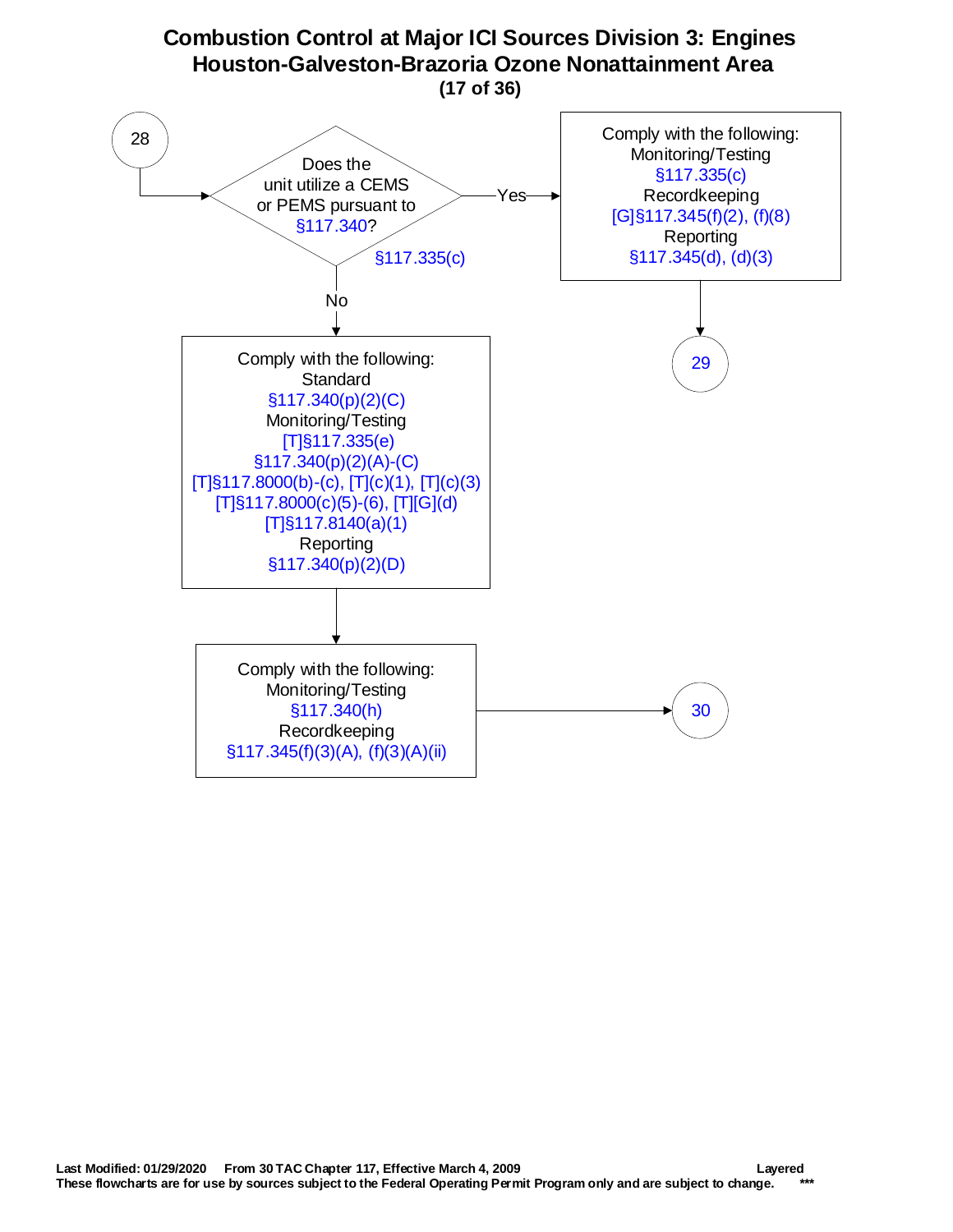# Combustion Control at Major ICI Sources Division 3: Engines
## Houston-Galveston-Brazoria Ozone Nonattainment Area

28

Does the unit utilize a CEMS or PEMS pursuant to §117.340?

§117.335(c)

**Yes:**

Comply with the following:
Monitoring/Testing
§117.335(c)
Recordkeeping
[G]§117.345(f)(2), (f)(8)
Reporting
§117.345(d), (d)(3)

→ 29

**No:**

Comply with the following:
Standard
§117.340(p)(2)(C)
Monitoring/Testing
[T]§117.335(e)
§117.340(p)(2)(A)-(C)
[T]§117.8000(b)-(c), [T](c)(1), [T](c)(3)
[T]§117.8000(c)(5)-(6), [T][G](d)
[T]§117.8140(a)(1)
Reporting
§117.340(p)(2)(D)

↓

Comply with the following:
Monitoring/Testing
§117.340(h)
Recordkeeping
§117.345(f)(3)(A), (f)(3)(A)(ii)

→ 30

Last Modified: 01/29/2020 From 30 TAC Chapter 117, Effective March 4, 2009 Layered
These flowcharts are for use by sources subject to the Federal Operating Permit Program only and are subject to change. ***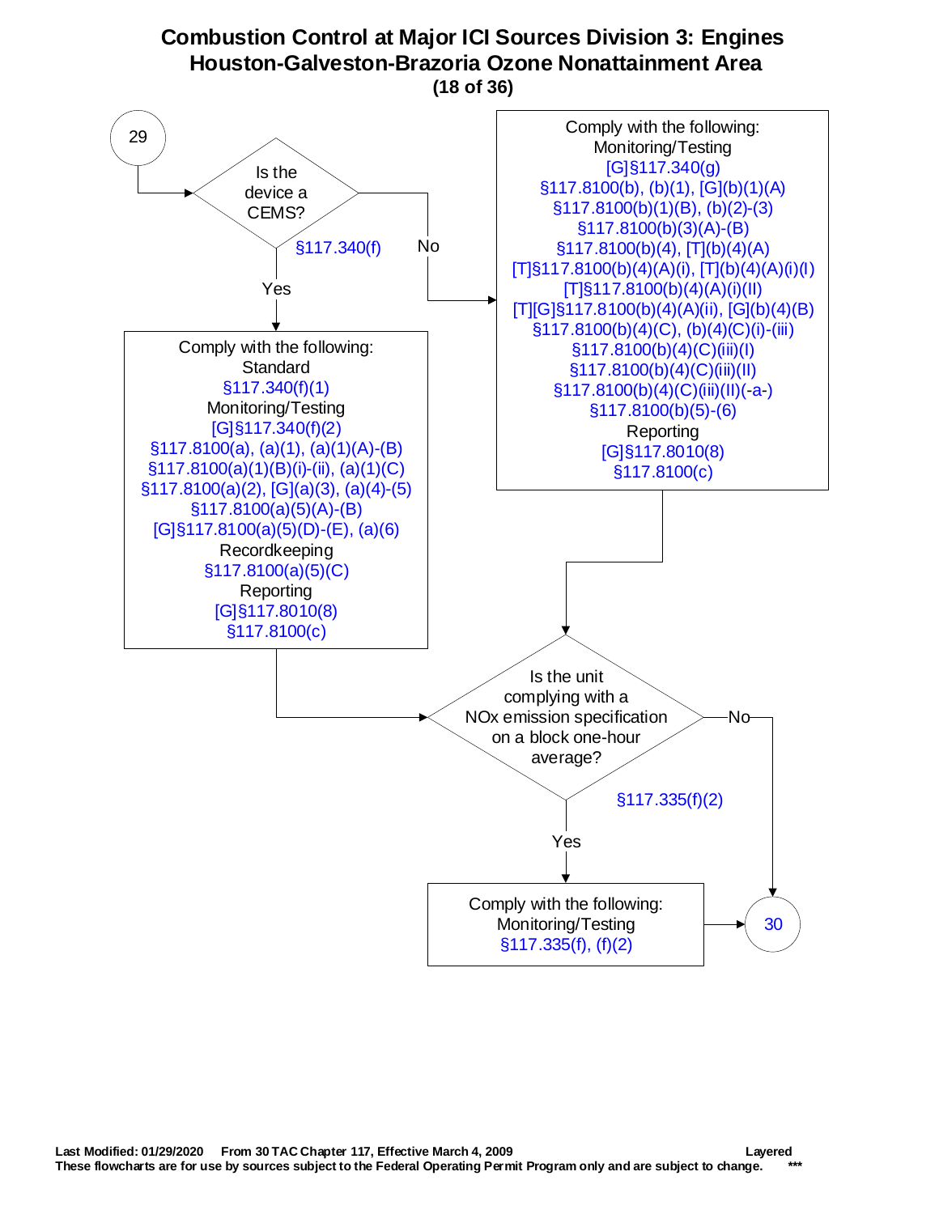# Combustion Control at Major ICI Sources Division 3: Engines
## Houston-Galveston-Brazoria Ozone Nonattainment Area

29

**Is the device a CEMS?** §117.340(f)

**Yes** →

Comply with the following:
Standard
§117.340(f)(1)
Monitoring/Testing
[G]§117.340(f)(2)
§117.8100(a), (a)(1), (a)(1)(A)-(B)
§117.8100(a)(1)(B)(i)-(ii), (a)(1)(C)
§117.8100(a)(2), [G](a)(3), (a)(4)-(5)
§117.8100(a)(5)(A)-(B)
[G]§117.8100(a)(5)(D)-(E), (a)(6)
Recordkeeping
§117.8100(a)(5)(C)
Reporting
[G]§117.8010(8)
§117.8100(c)

**No** →

Comply with the following:
Monitoring/Testing
[G]§117.340(g)
§117.8100(b), (b)(1), [G](b)(1)(A)
§117.8100(b)(1)(B), (b)(2)-(3)
§117.8100(b)(3)(A)-(B)
§117.8100(b)(4), [T](b)(4)(A)
[T]§117.8100(b)(4)(A)(i), [T](b)(4)(A)(i)(I)
[T]§117.8100(b)(4)(A)(i)(II)
[T][G]§117.8100(b)(4)(A)(ii), [G](b)(4)(B)
§117.8100(b)(4)(C), (b)(4)(C)(i)-(iii)
§117.8100(b)(4)(C)(iii)(I)
§117.8100(b)(4)(C)(iii)(II)
§117.8100(b)(4)(C)(iii)(II)(-a-)
§117.8100(b)(5)-(6)
Reporting
[G]§117.8010(8)
§117.8100(c)

Both paths →

**Is the unit complying with a NOx emission specification on a block one-hour average?** §117.335(f)(2)

**Yes** →

Comply with the following:
Monitoring/Testing
§117.335(f), (f)(2)

→ 30

**No** → 30

Last Modified: 01/29/2020 From 30 TAC Chapter 117, Effective March 4, 2009 Layered
These flowcharts are for use by sources subject to the Federal Operating Permit Program only and are subject to change. ***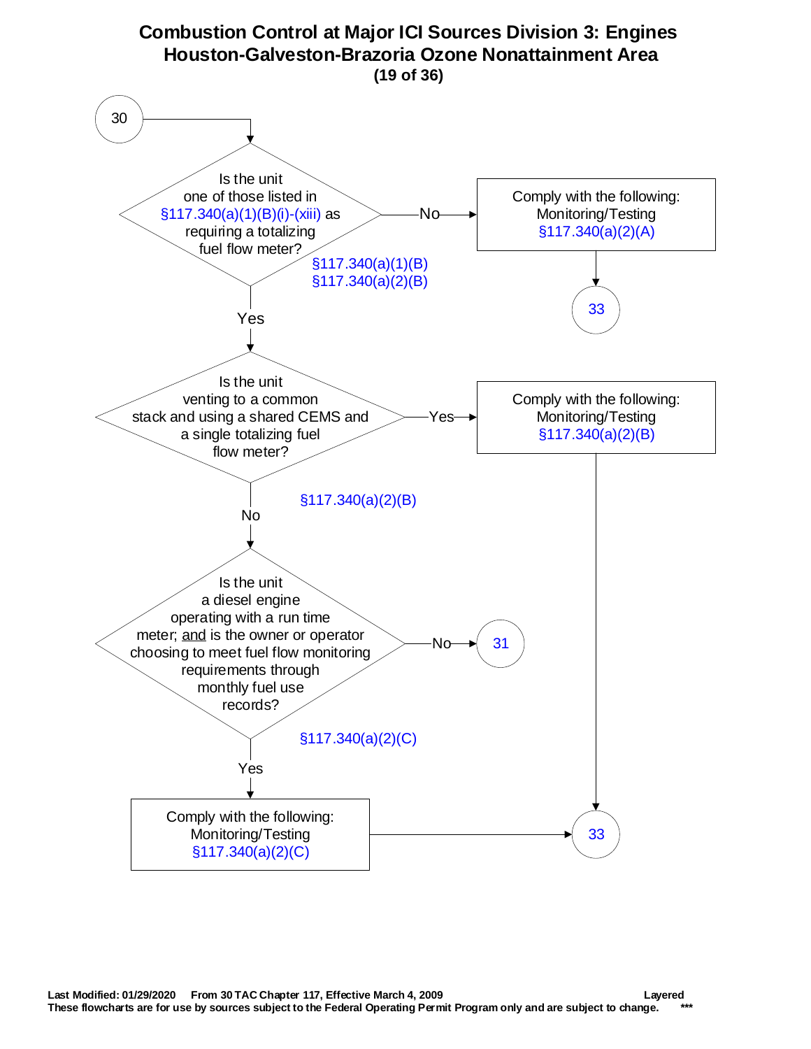# Combustion Control at Major ICI Sources Division 3: Engines
## Houston-Galveston-Brazoria Ozone Nonattainment Area

**(19 of 36)**

**30**

**Is the unit one of those listed in §117.340(a)(1)(B)(i)-(xiii) as requiring a totalizing fuel flow meter?**
§117.340(a)(1)(B)
§117.340(a)(2)(B)

- **No** → Comply with the following: Monitoring/Testing §117.340(a)(2)(A) → **33**
- **Yes** → continue below.

**Is the unit venting to a common stack and using a shared CEMS and a single totalizing fuel flow meter?**
§117.340(a)(2)(B)

- **Yes** → Comply with the following: Monitoring/Testing §117.340(a)(2)(B) → **33**
- **No** → continue below.

**Is the unit a diesel engine operating with a run time meter; and is the owner or operator choosing to meet fuel flow monitoring requirements through monthly fuel use records?**
§117.340(a)(2)(C)

- **No** → **31**
- **Yes** → Comply with the following: Monitoring/Testing §117.340(a)(2)(C) → **33**

Last Modified: 01/29/2020 From 30 TAC Chapter 117, Effective March 4, 2009 Layered

These flowcharts are for use by sources subject to the Federal Operating Permit Program only and are subject to change. ***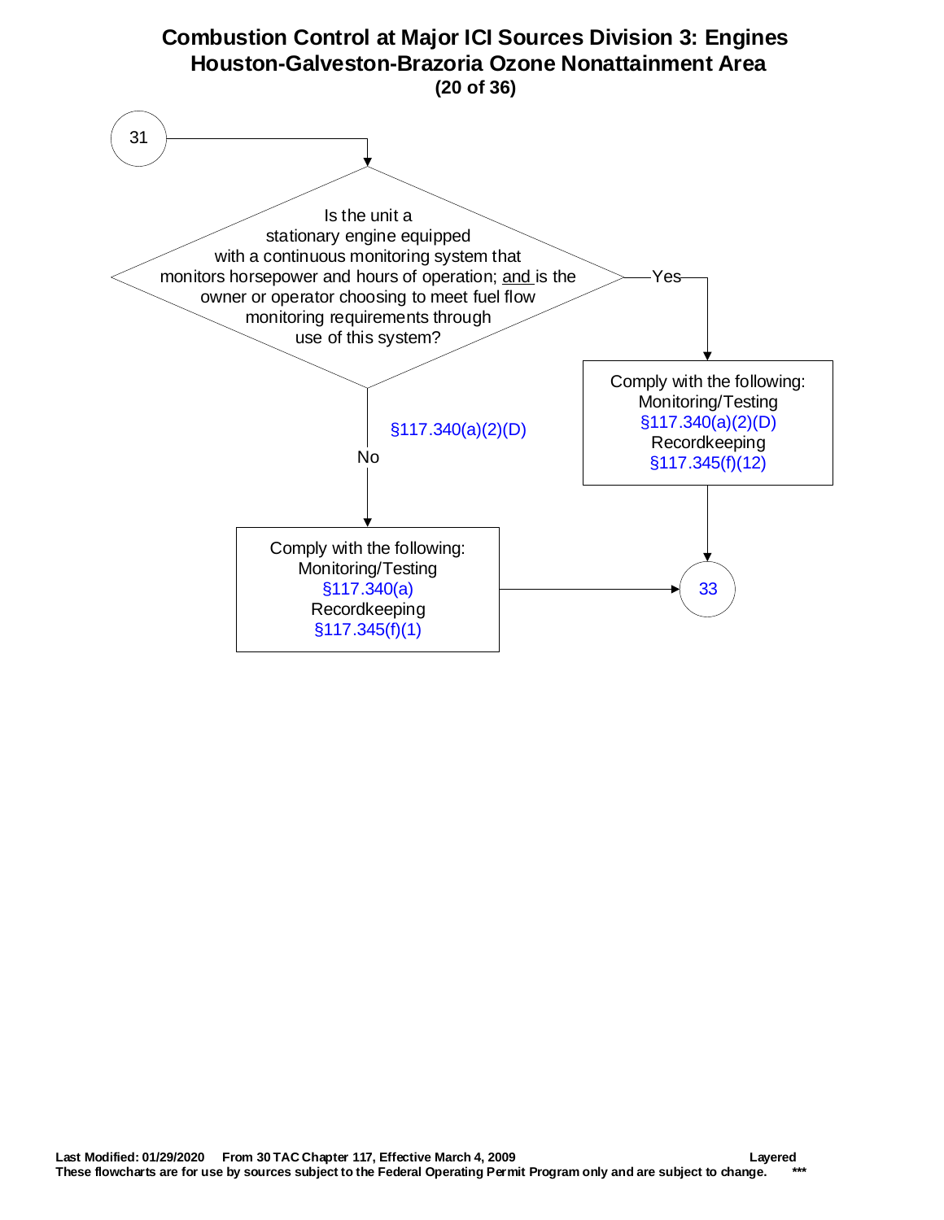# Combustion Control at Major ICI Sources Division 3: Engines
## Houston-Galveston-Brazoria Ozone Nonattainment Area
### (20 of 36)

31

Is the unit a stationary engine equipped with a continuous monitoring system that monitors horsepower and hours of operation; and is the owner or operator choosing to meet fuel flow monitoring requirements through use of this system?

§117.340(a)(2)(D)

Yes → Comply with the following:
Monitoring/Testing
§117.340(a)(2)(D)
Recordkeeping
§117.345(f)(12)
→ 33

No → Comply with the following:
Monitoring/Testing
§117.340(a)
Recordkeeping
§117.345(f)(1)
→ 33

Last Modified: 01/29/2020 From 30 TAC Chapter 117, Effective March 4, 2009 Layered
These flowcharts are for use by sources subject to the Federal Operating Permit Program only and are subject to change. ***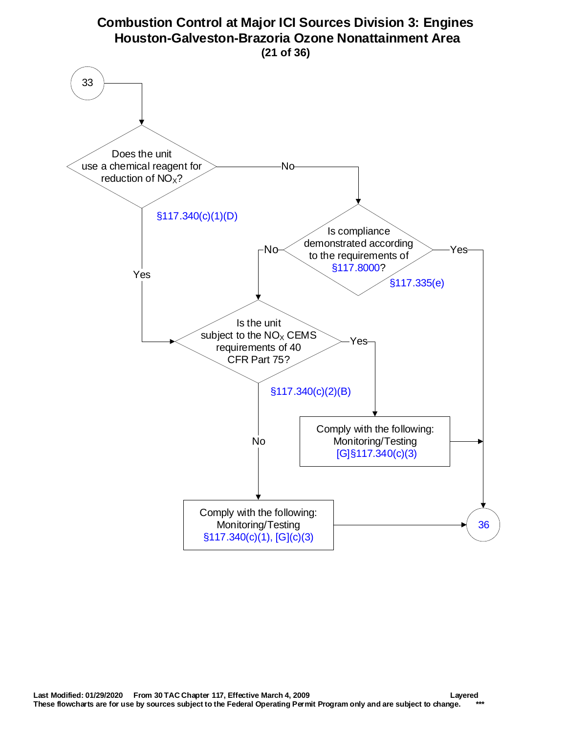# Combustion Control at Major ICI Sources Division 3: Engines
## Houston-Galveston-Brazoria Ozone Nonattainment Area
### (21 of 36)

33

Does the unit use a chemical reagent for reduction of $NO_X$?

§117.340(c)(1)(D)

- Yes → Is the unit subject to the $NO_X$ CEMS requirements of 40 CFR Part 75?
- No → Is compliance demonstrated according to the requirements of §117.8000?

Is compliance demonstrated according to the requirements of §117.8000?

§117.335(e)

- Yes → 36
- No → Is the unit subject to the $NO_X$ CEMS requirements of 40 CFR Part 75?

Is the unit subject to the $NO_X$ CEMS requirements of 40 CFR Part 75?

§117.340(c)(2)(B)

- Yes → Comply with the following: Monitoring/Testing [G]§117.340(c)(3) → 36
- No → Comply with the following: Monitoring/Testing §117.340(c)(1), [G](c)(3) → 36

Last Modified: 01/29/2020 From 30 TAC Chapter 117, Effective March 4, 2009 Layered

These flowcharts are for use by sources subject to the Federal Operating Permit Program only and are subject to change. ***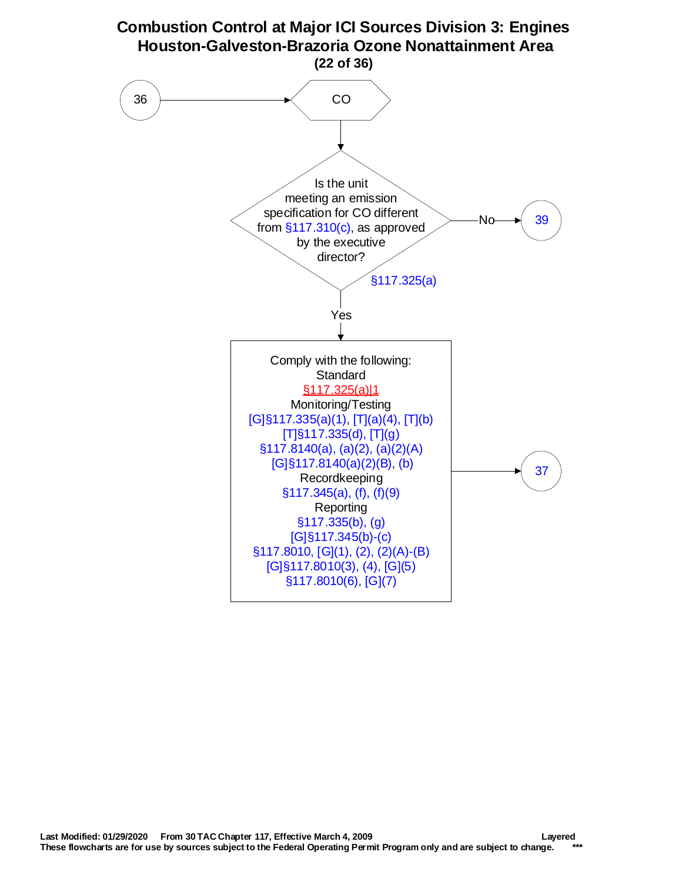# Combustion Control at Major ICI Sources Division 3: Engines
## Houston-Galveston-Brazoria Ozone Nonattainment Area

36 → CO

Is the unit meeting an emission specification for CO different from §117.310(c), as approved by the executive director?

§117.325(a)

- No → 39
- Yes →

Comply with the following:

Standard
§117.325(a)|1

Monitoring/Testing
[G]§117.335(a)(1), [T](a)(4), [T](b)
[T]§117.335(d), [T](g)
§117.8140(a), (a)(2), (a)(2)(A)
[G]§117.8140(a)(2)(B), (b)

Recordkeeping
§117.345(a), (f), (f)(9)

Reporting
§117.335(b), (g)
[G]§117.345(b)-(c)
§117.8010, [G](1), (2), (2)(A)-(B)
[G]§117.8010(3), (4), [G](5)
§117.8010(6), [G](7)

→ 37

Last Modified: 01/29/2020 From 30 TAC Chapter 117, Effective March 4, 2009 Layered
These flowcharts are for use by sources subject to the Federal Operating Permit Program only and are subject to change. ***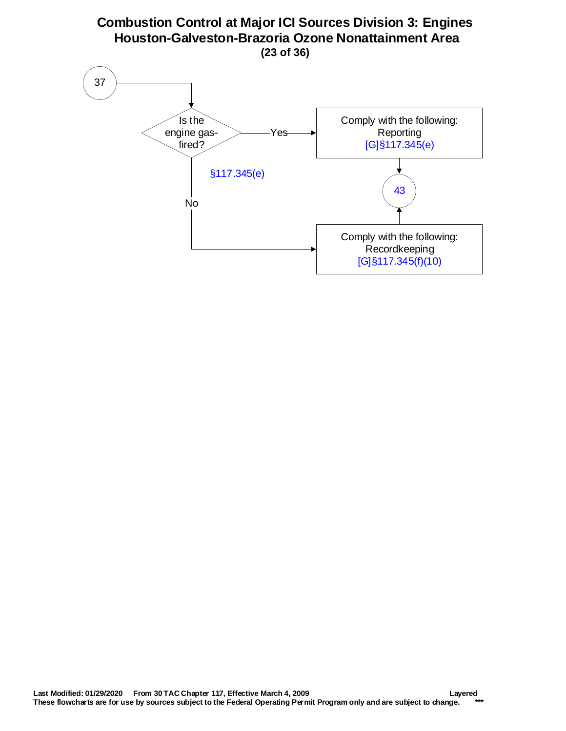# Combustion Control at Major ICI Sources Division 3: Engines
## Houston-Galveston-Brazoria Ozone Nonattainment Area
### (23 of 36)

37

Is the engine gas-fired?

§117.345(e)

Yes → Comply with the following:
Reporting
[G]§117.345(e)
→ 43

No → Comply with the following:
Recordkeeping
[G]§117.345(f)(10)
→ 43

**Last Modified: 01/29/2020 From 30 TAC Chapter 117, Effective March 4, 2009 Layered**
**These flowcharts are for use by sources subject to the Federal Operating Permit Program only and are subject to change. ***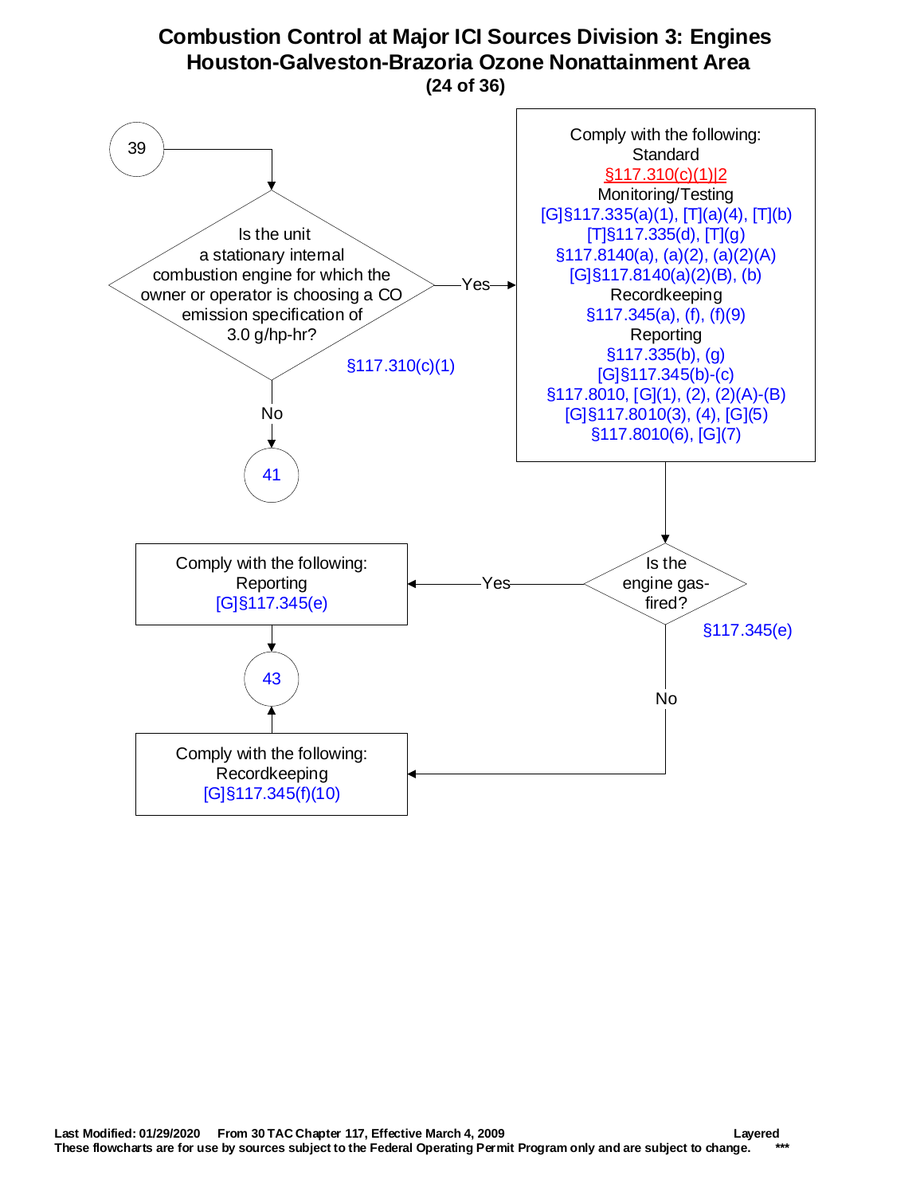# Combustion Control at Major ICI Sources Division 3: Engines
## Houston-Galveston-Brazoria Ozone Nonattainment Area

**(24 of 36)**

39

Is the unit a stationary internal combustion engine for which the owner or operator is choosing a CO emission specification of 3.0 g/hp-hr?

§117.310(c)(1)

- No → 41
- Yes → Comply with the following:

Comply with the following:

Standard
§117.310(c)(1)|2

Monitoring/Testing
[G]§117.335(a)(1), [T](a)(4), [T](b)
[T]§117.335(d), [T](g)
§117.8140(a), (a)(2), (a)(2)(A)
[G]§117.8140(a)(2)(B), (b)

Recordkeeping
§117.345(a), (f), (f)(9)

Reporting
§117.335(b), (g)
[G]§117.345(b)-(c)
§117.8010, [G](1), (2), (2)(A)-(B)
[G]§117.8010(3), (4), [G](5)
§117.8010(6), [G](7)

Is the engine gas-fired?

§117.345(e)

- Yes → Comply with the following: Reporting [G]§117.345(e) → 43
- No → Comply with the following: Recordkeeping [G]§117.345(f)(10) → 43

Last Modified: 01/29/2020 From 30 TAC Chapter 117, Effective March 4, 2009 Layered
These flowcharts are for use by sources subject to the Federal Operating Permit Program only and are subject to change. ***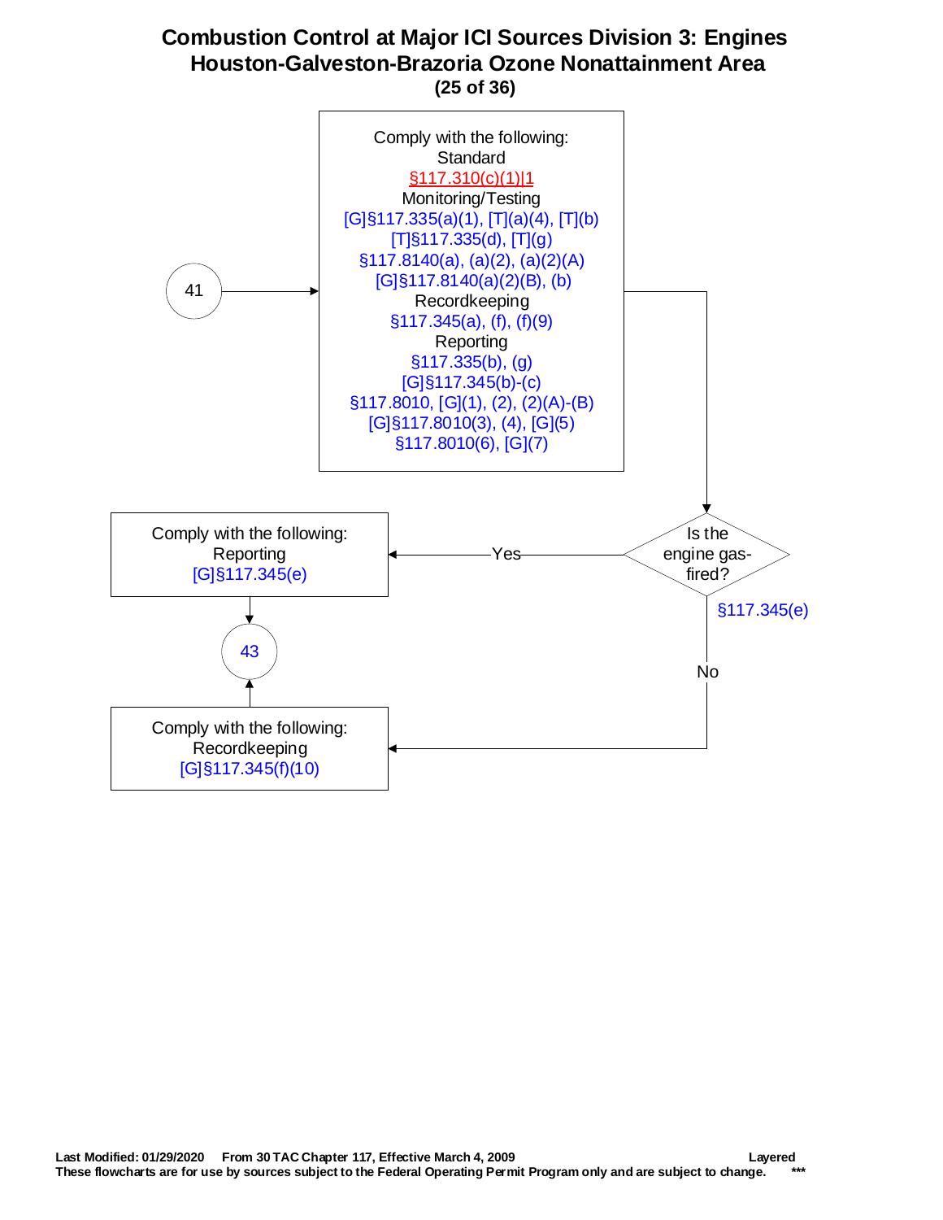# Combustion Control at Major ICI Sources Division 3: Engines
## Houston-Galveston-Brazoria Ozone Nonattainment Area
### (25 of 36)

41 → Comply with the following:

Standard
§117.310(c)(1)|1

Monitoring/Testing
[G]§117.335(a)(1), [T](a)(4), [T](b)
[T]§117.335(d), [T](g)
§117.8140(a), (a)(2), (a)(2)(A)
[G]§117.8140(a)(2)(B), (b)

Recordkeeping
§117.345(a), (f), (f)(9)

Reporting
§117.335(b), (g)
[G]§117.345(b)-(c)
§117.8010, [G](1), (2), (2)(A)-(B)
[G]§117.8010(3), (4), [G](5)
§117.8010(6), [G](7)

↓

Is the engine gas-fired?
§117.345(e)

- Yes → Comply with the following:
  Reporting
  [G]§117.345(e)
  → 43

- No → Comply with the following:
  Recordkeeping
  [G]§117.345(f)(10)
  → 43

Last Modified: 01/29/2020 From 30 TAC Chapter 117, Effective March 4, 2009 Layered
These flowcharts are for use by sources subject to the Federal Operating Permit Program only and are subject to change. ***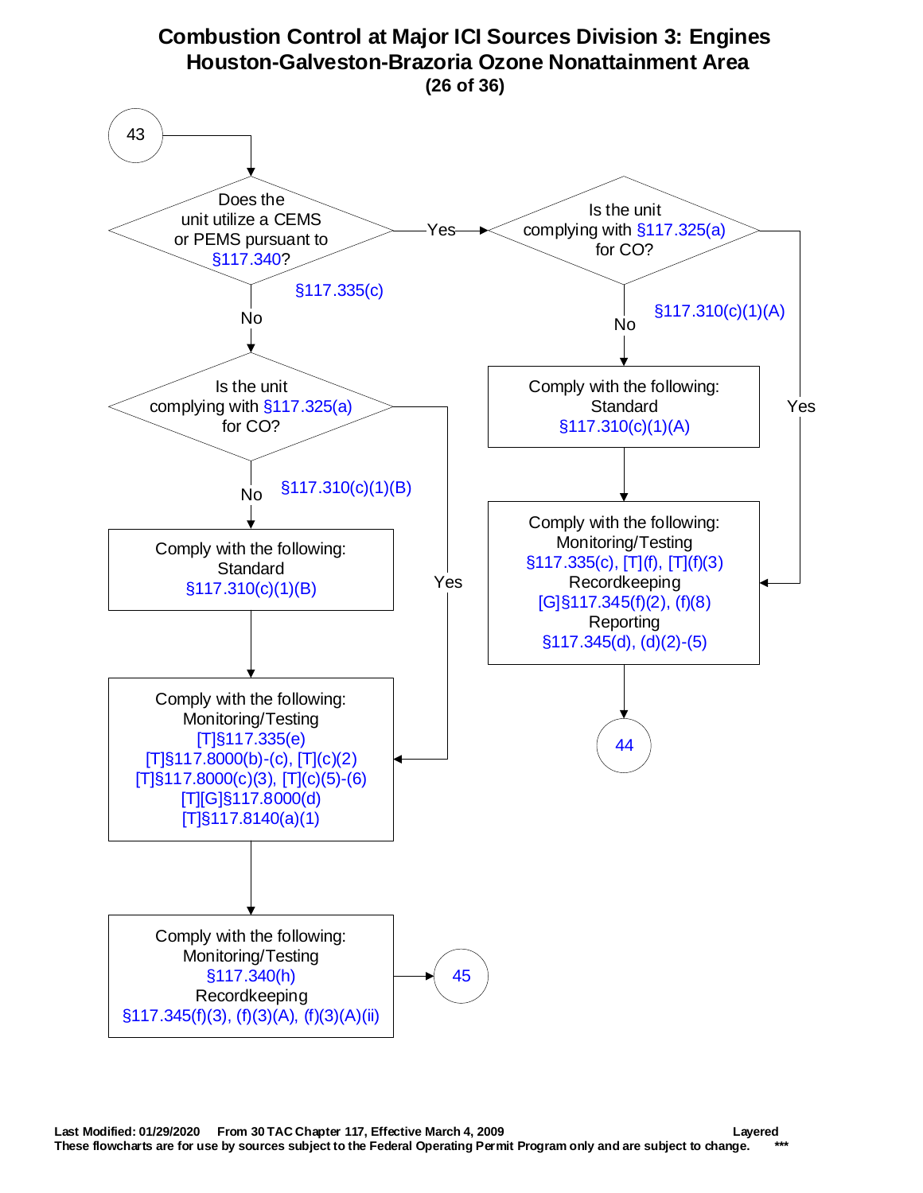# Combustion Control at Major ICI Sources Division 3: Engines
## Houston-Galveston-Brazoria Ozone Nonattainment Area

43

**Does the unit utilize a CEMS or PEMS pursuant to §117.340?** (§117.335(c))

- **Yes** → **Is the unit complying with §117.325(a) for CO?** (§117.310(c)(1)(A))
  - **No** → Comply with the following:
    - Standard
      - §117.310(c)(1)(A)
    - Then → Comply with the following (see below)
  - **Yes** → Comply with the following:
    - Monitoring/Testing
      - §117.335(c), [T](f), [T](f)(3)
    - Recordkeeping
      - [G]§117.345(f)(2), (f)(8)
    - Reporting
      - §117.345(d), (d)(2)-(5)
    - → 44

- **No** → **Is the unit complying with §117.325(a) for CO?** (§117.310(c)(1)(B))
  - **No** → Comply with the following:
    - Standard
      - §117.310(c)(1)(B)
    - Then → Comply with the following (see below)
  - **Yes** → Comply with the following:
    - Monitoring/Testing
      - [T]§117.335(e)
      - [T]§117.8000(b)-(c), [T](c)(2)
      - [T]§117.8000(c)(3), [T](c)(5)-(6)
      - [T][G]§117.8000(d)
      - [T]§117.8140(a)(1)
    - Then → Comply with the following:
      - Monitoring/Testing
        - §117.340(h)
      - Recordkeeping
        - §117.345(f)(3), (f)(3)(A), (f)(3)(A)(ii)
      - → 45

Last Modified: 01/29/2020 From 30 TAC Chapter 117, Effective March 4, 2009 Layered

These flowcharts are for use by sources subject to the Federal Operating Permit Program only and are subject to change. ***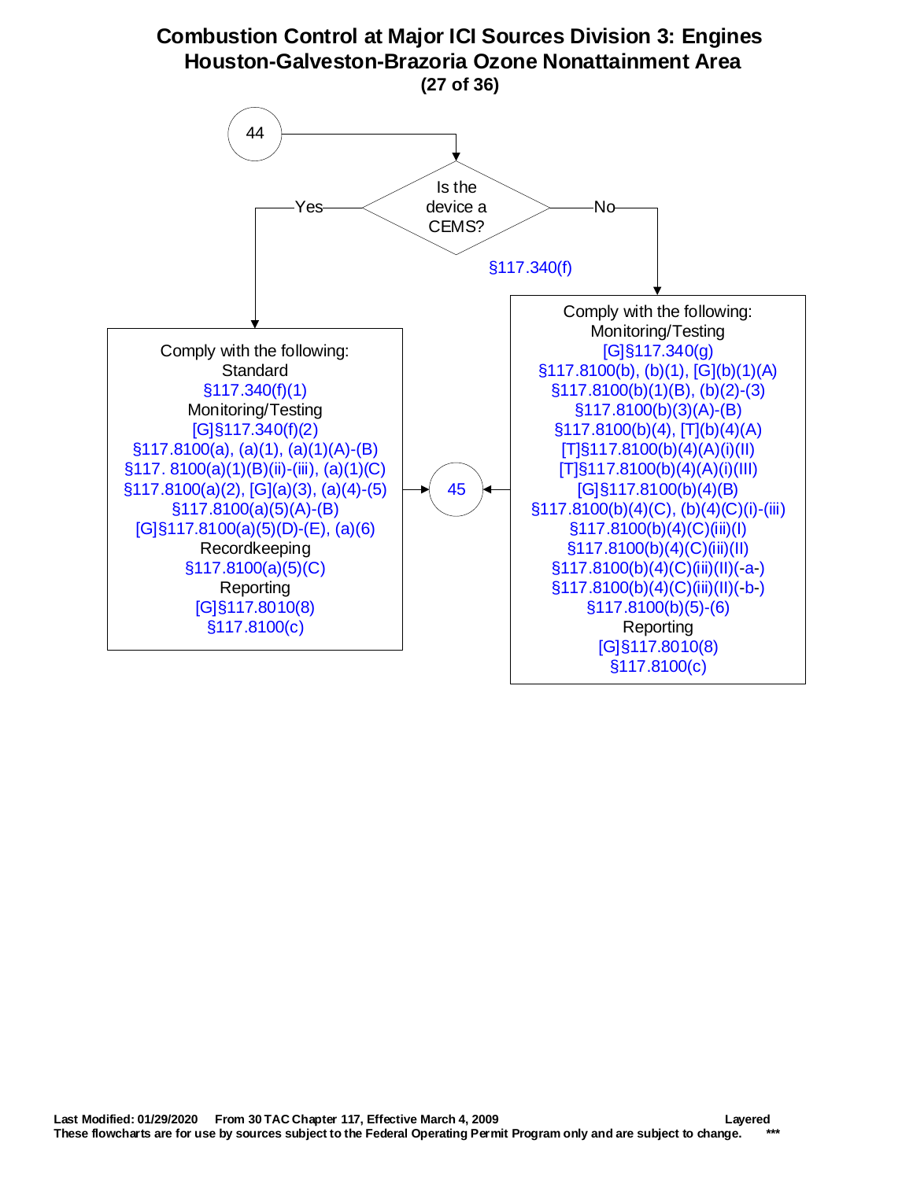# Combustion Control at Major ICI Sources Division 3: Engines
## Houston-Galveston-Brazoria Ozone Nonattainment Area

44

**Is the device a CEMS?** §117.340(f)

**Yes:**

Comply with the following:

Standard
§117.340(f)(1)

Monitoring/Testing
[G]§117.340(f)(2)
§117.8100(a), (a)(1), (a)(1)(A)-(B)
§117. 8100(a)(1)(B)(ii)-(iii), (a)(1)(C)
§117.8100(a)(2), [G](a)(3), (a)(4)-(5)
§117.8100(a)(5)(A)-(B)
[G]§117.8100(a)(5)(D)-(E), (a)(6)

Recordkeeping
§117.8100(a)(5)(C)

Reporting
[G]§117.8010(8)
§117.8100(c)

→ 45

**No:**

Comply with the following:

Monitoring/Testing
[G]§117.340(g)
§117.8100(b), (b)(1), [G](b)(1)(A)
§117.8100(b)(1)(B), (b)(2)-(3)
§117.8100(b)(3)(A)-(B)
§117.8100(b)(4), [T](b)(4)(A)
[T]§117.8100(b)(4)(A)(i)(II)
[T]§117.8100(b)(4)(A)(i)(III)
[G]§117.8100(b)(4)(B)
§117.8100(b)(4)(C), (b)(4)(C)(i)-(iii)
§117.8100(b)(4)(C)(iii)(I)
§117.8100(b)(4)(C)(iii)(II)
§117.8100(b)(4)(C)(iii)(II)(-a-)
§117.8100(b)(4)(C)(iii)(II)(-b-)
§117.8100(b)(5)-(6)

Reporting
[G]§117.8010(8)
§117.8100(c)

→ 45

Last Modified: 01/29/2020 From 30 TAC Chapter 117, Effective March 4, 2009 Layered
These flowcharts are for use by sources subject to the Federal Operating Permit Program only and are subject to change. ***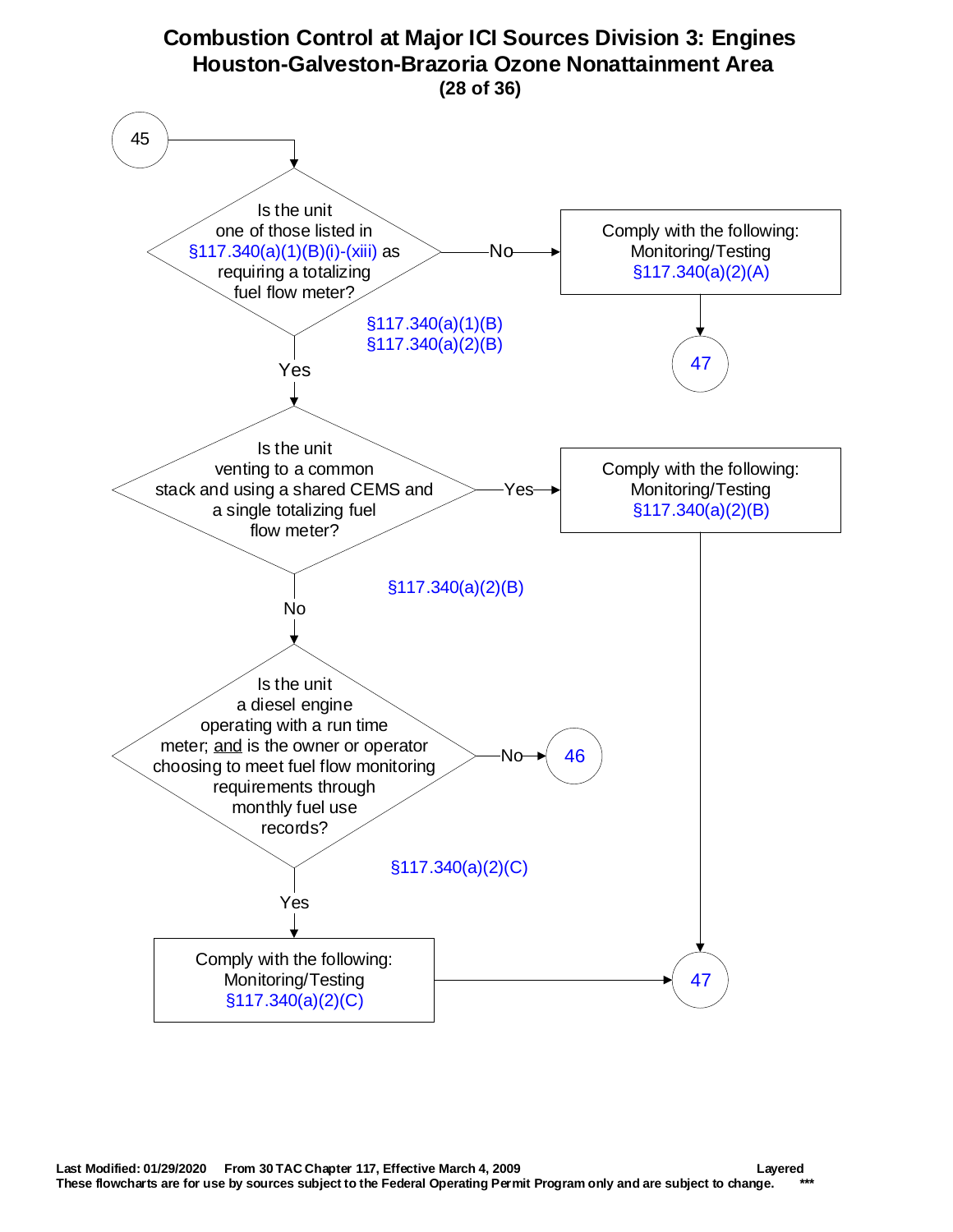# Combustion Control at Major ICI Sources Division 3: Engines
## Houston-Galveston-Brazoria Ozone Nonattainment Area

45

Is the unit one of those listed in §117.340(a)(1)(B)(i)-(xiii) as requiring a totalizing fuel flow meter?

§117.340(a)(1)(B)
§117.340(a)(2)(B)

- No → Comply with the following: Monitoring/Testing §117.340(a)(2)(A) → 47
- Yes ↓

Is the unit venting to a common stack and using a shared CEMS and a single totalizing fuel flow meter?

§117.340(a)(2)(B)

- Yes → Comply with the following: Monitoring/Testing §117.340(a)(2)(B) → 47
- No ↓

Is the unit a diesel engine operating with a run time meter; <u>and</u> is the owner or operator choosing to meet fuel flow monitoring requirements through monthly fuel use records?

§117.340(a)(2)(C)

- No → 46
- Yes ↓

Comply with the following: Monitoring/Testing §117.340(a)(2)(C) → 47

**Last Modified: 01/29/2020 From 30 TAC Chapter 117, Effective March 4, 2009** **Layered**
**These flowcharts are for use by sources subject to the Federal Operating Permit Program only and are subject to change.** *****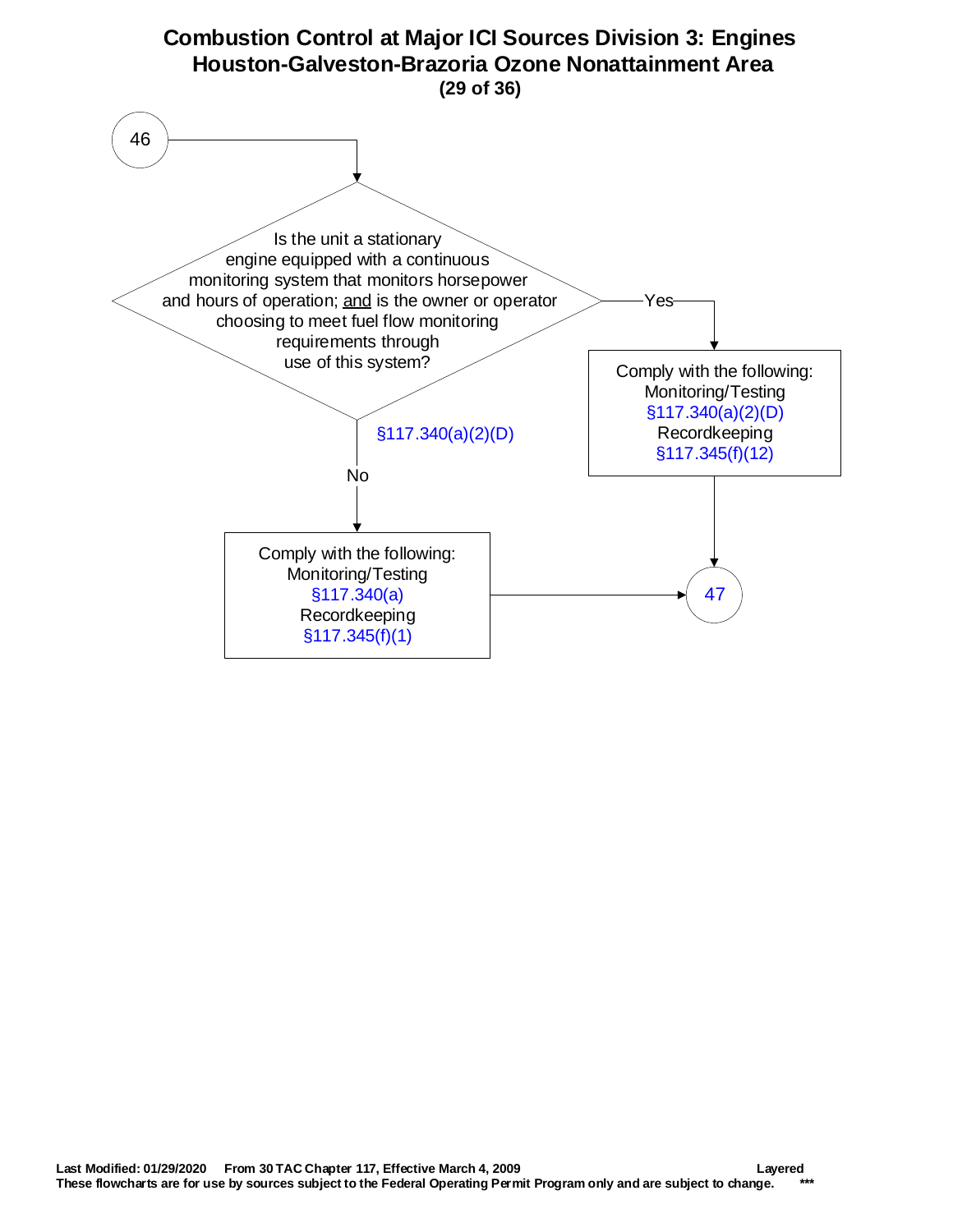# Combustion Control at Major ICI Sources Division 3: Engines
## Houston-Galveston-Brazoria Ozone Nonattainment Area

(29 of 36)

46

Is the unit a stationary engine equipped with a continuous monitoring system that monitors horsepower and hours of operation; and is the owner or operator choosing to meet fuel flow monitoring requirements through use of this system?

§117.340(a)(2)(D)

**Yes** →

Comply with the following:
Monitoring/Testing
§117.340(a)(2)(D)
Recordkeeping
§117.345(f)(12)

→ 47

**No** →

Comply with the following:
Monitoring/Testing
§117.340(a)
Recordkeeping
§117.345(f)(1)

→ 47

Last Modified: 01/29/2020 From 30 TAC Chapter 117, Effective March 4, 2009 Layered
These flowcharts are for use by sources subject to the Federal Operating Permit Program only and are subject to change. ***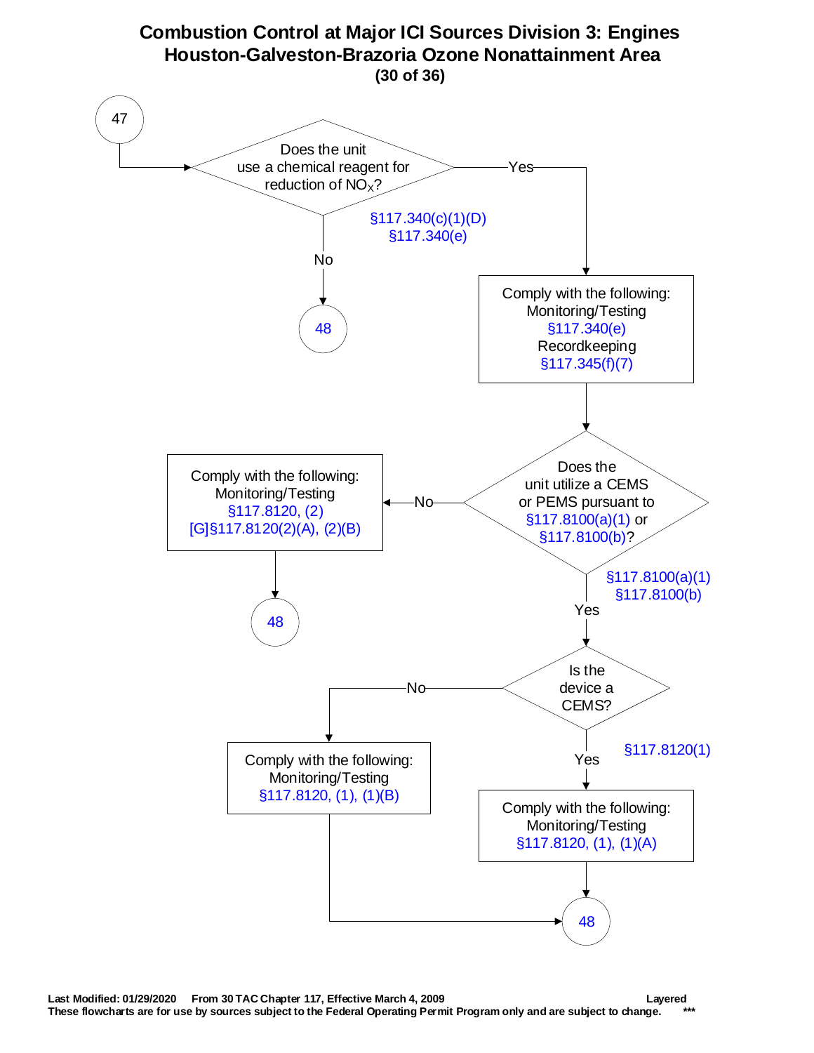# Combustion Control at Major ICI Sources Division 3: Engines
## Houston-Galveston-Brazoria Ozone Nonattainment Area

47

Does the unit use a chemical reagent for reduction of $NO_X$?

§117.340(c)(1)(D)
§117.340(e)

No → 48

Yes →

Comply with the following:
Monitoring/Testing
§117.340(e)
Recordkeeping
§117.345(f)(7)

Does the unit utilize a CEMS or PEMS pursuant to §117.8100(a)(1) or §117.8100(b)?

§117.8100(a)(1)
§117.8100(b)

No →

Comply with the following:
Monitoring/Testing
§117.8120, (2)
[G]§117.8120(2)(A), (2)(B)

→ 48

Yes →

Is the device a CEMS?

§117.8120(1)

No →

Comply with the following:
Monitoring/Testing
§117.8120, (1), (1)(B)

→ 48

Yes →

Comply with the following:
Monitoring/Testing
§117.8120, (1), (1)(A)

→ 48

Last Modified: 01/29/2020 From 30 TAC Chapter 117, Effective March 4, 2009 Layered
These flowcharts are for use by sources subject to the Federal Operating Permit Program only and are subject to change. ***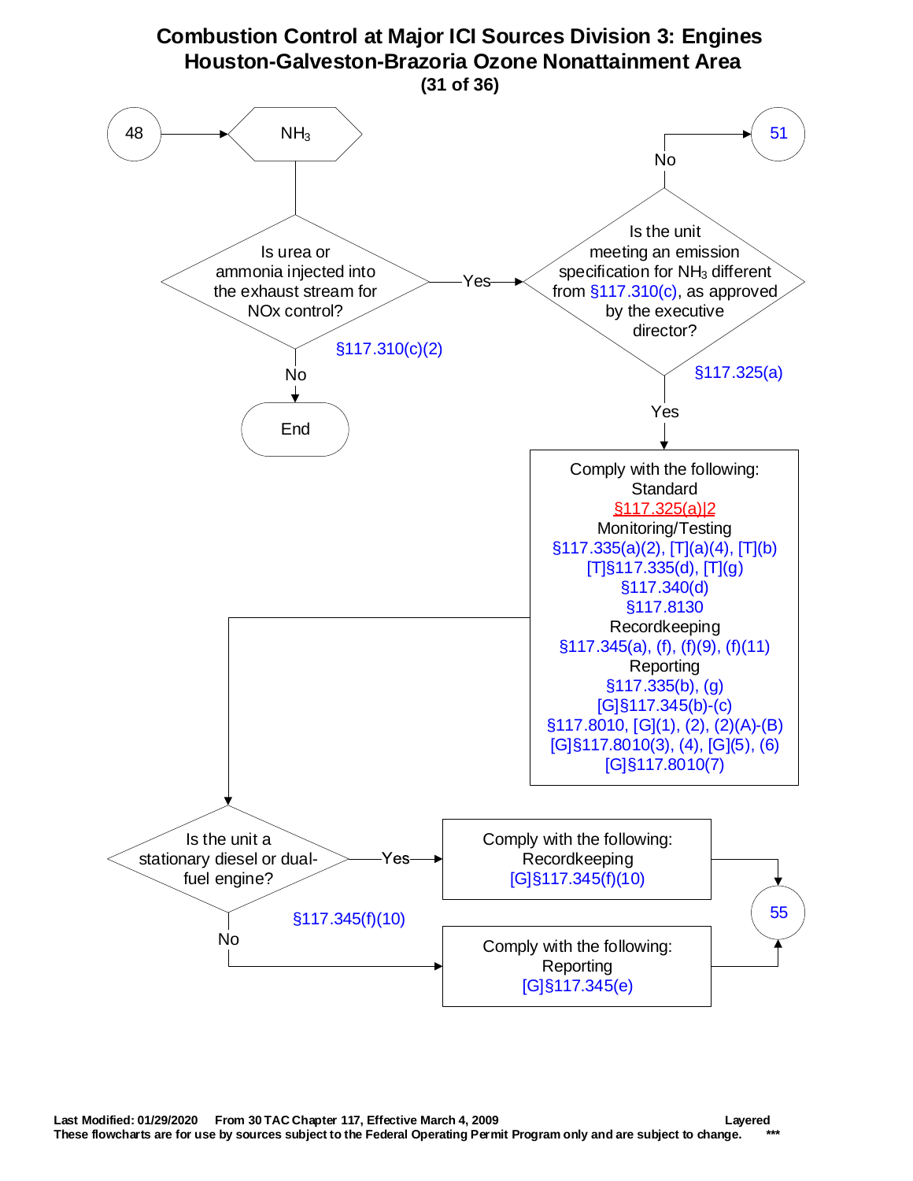# Combustion Control at Major ICI Sources Division 3: Engines
## Houston-Galveston-Brazoria Ozone Nonattainment Area
### (31 of 36)

48 → $NH_3$

**Is urea or ammonia injected into the exhaust stream for NOx control?** §117.310(c)(2)
- No → End
- Yes → **Is the unit meeting an emission specification for $NH_3$ different from §117.310(c), as approved by the executive director?** §117.325(a)
  - No → 51
  - Yes → Comply with the following:
    - Standard
      - §117.325(a)|2
    - Monitoring/Testing
      - §117.335(a)(2), [T](a)(4), [T](b)
      - [T]§117.335(d), [T](g)
      - §117.340(d)
      - §117.8130
    - Recordkeeping
      - §117.345(a), (f), (f)(9), (f)(11)
    - Reporting
      - §117.335(b), (g)
      - [G]§117.345(b)-(c)
      - §117.8010, [G](1), (2), (2)(A)-(B)
      - [G]§117.8010(3), (4), [G](5), (6)
      - [G]§117.8010(7)

**Is the unit a stationary diesel or dual-fuel engine?** §117.345(f)(10)
- Yes → Comply with the following:
  - Recordkeeping
    - [G]§117.345(f)(10)
  - → 55
- No → Comply with the following:
  - Reporting
    - [G]§117.345(e)
  - → 55

Last Modified: 01/29/2020 From 30 TAC Chapter 117, Effective March 4, 2009 Layered
These flowcharts are for use by sources subject to the Federal Operating Permit Program only and are subject to change. ***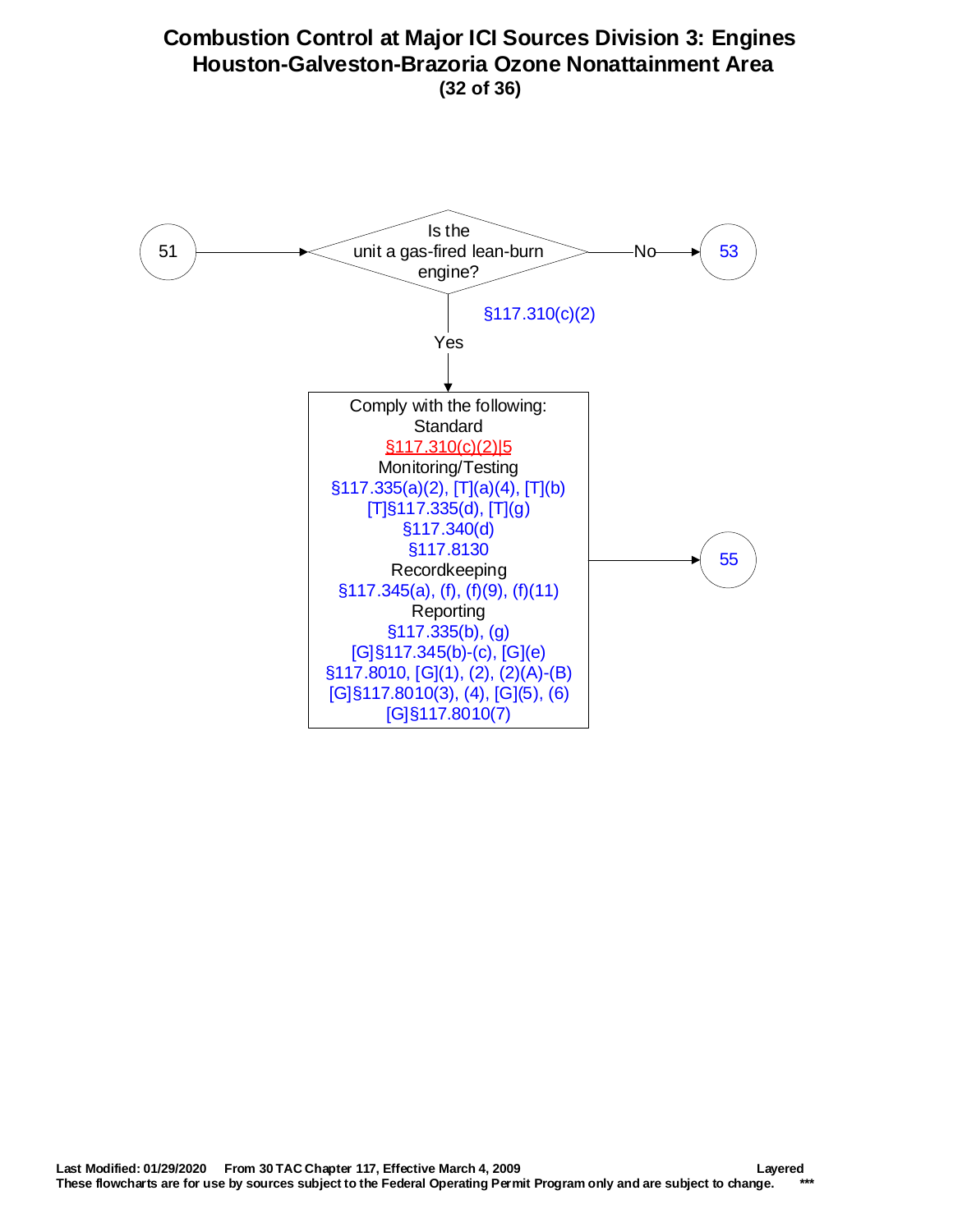# Combustion Control at Major ICI Sources Division 3: Engines
## Houston-Galveston-Brazoria Ozone Nonattainment Area
**(32 of 36)**

51 → Is the unit a gas-fired lean-burn engine? §117.310(c)(2)

- No → 53
- Yes → Comply with the following:

Standard
§117.310(c)(2)|5

Monitoring/Testing
§117.335(a)(2), [T](a)(4), [T](b)
[T]§117.335(d), [T](g)
§117.340(d)
§117.8130

Recordkeeping
§117.345(a), (f), (f)(9), (f)(11)

Reporting
§117.335(b), (g)
[G]§117.345(b)-(c), [G](e)
§117.8010, [G](1), (2), (2)(A)-(B)
[G]§117.8010(3), (4), [G](5), (6)
[G]§117.8010(7)

→ 55

Last Modified: 01/29/2020 From 30 TAC Chapter 117, Effective March 4, 2009 Layered
These flowcharts are for use by sources subject to the Federal Operating Permit Program only and are subject to change. ***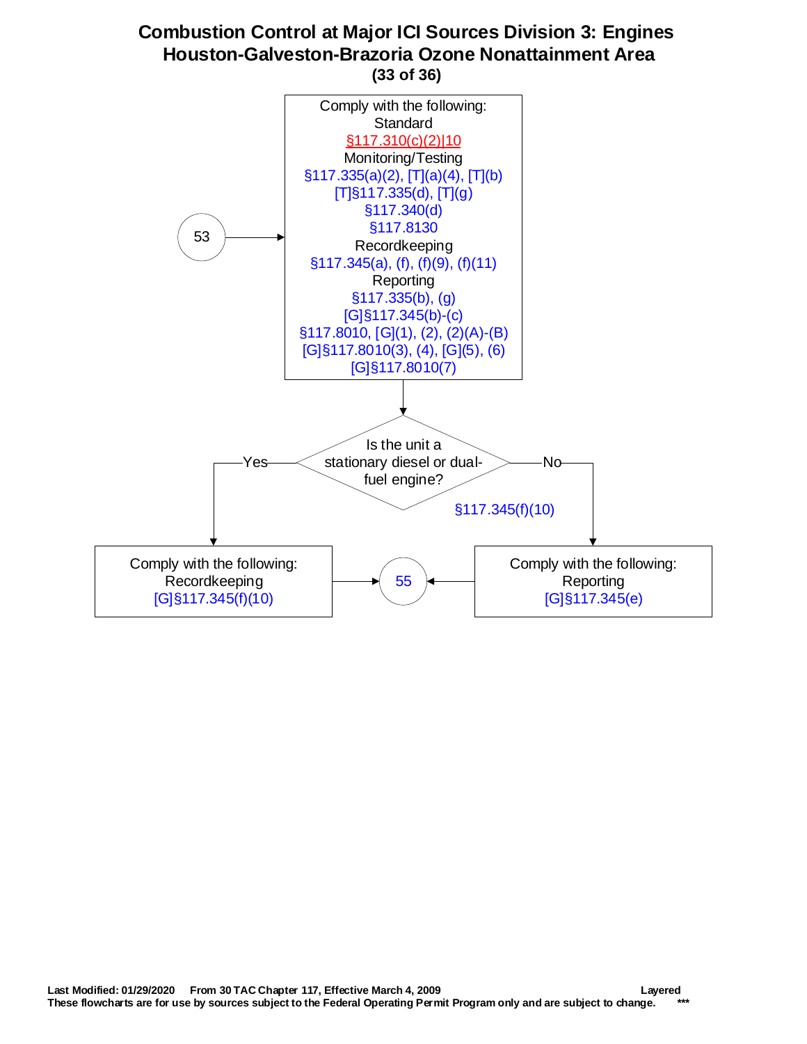# Combustion Control at Major ICI Sources Division 3: Engines
## Houston-Galveston-Brazoria Ozone Nonattainment Area

53 →

Comply with the following:
Standard
§117.310(c)(2)|10
Monitoring/Testing
§117.335(a)(2), [T](a)(4), [T](b)
[T]§117.335(d), [T](g)
§117.340(d)
§117.8130
Recordkeeping
§117.345(a), (f), (f)(9), (f)(11)
Reporting
§117.335(b), (g)
[G]§117.345(b)-(c)
§117.8010, [G](1), (2), (2)(A)-(B)
[G]§117.8010(3), (4), [G](5), (6)
[G]§117.8010(7)

↓

Is the unit a stationary diesel or dual-fuel engine?
§117.345(f)(10)

- Yes → Comply with the following:
  Recordkeeping
  [G]§117.345(f)(10)
  → 55
- No → Comply with the following:
  Reporting
  [G]§117.345(e)
  → 55

Last Modified: 01/29/2020 From 30 TAC Chapter 117, Effective March 4, 2009 Layered
These flowcharts are for use by sources subject to the Federal Operating Permit Program only and are subject to change. ***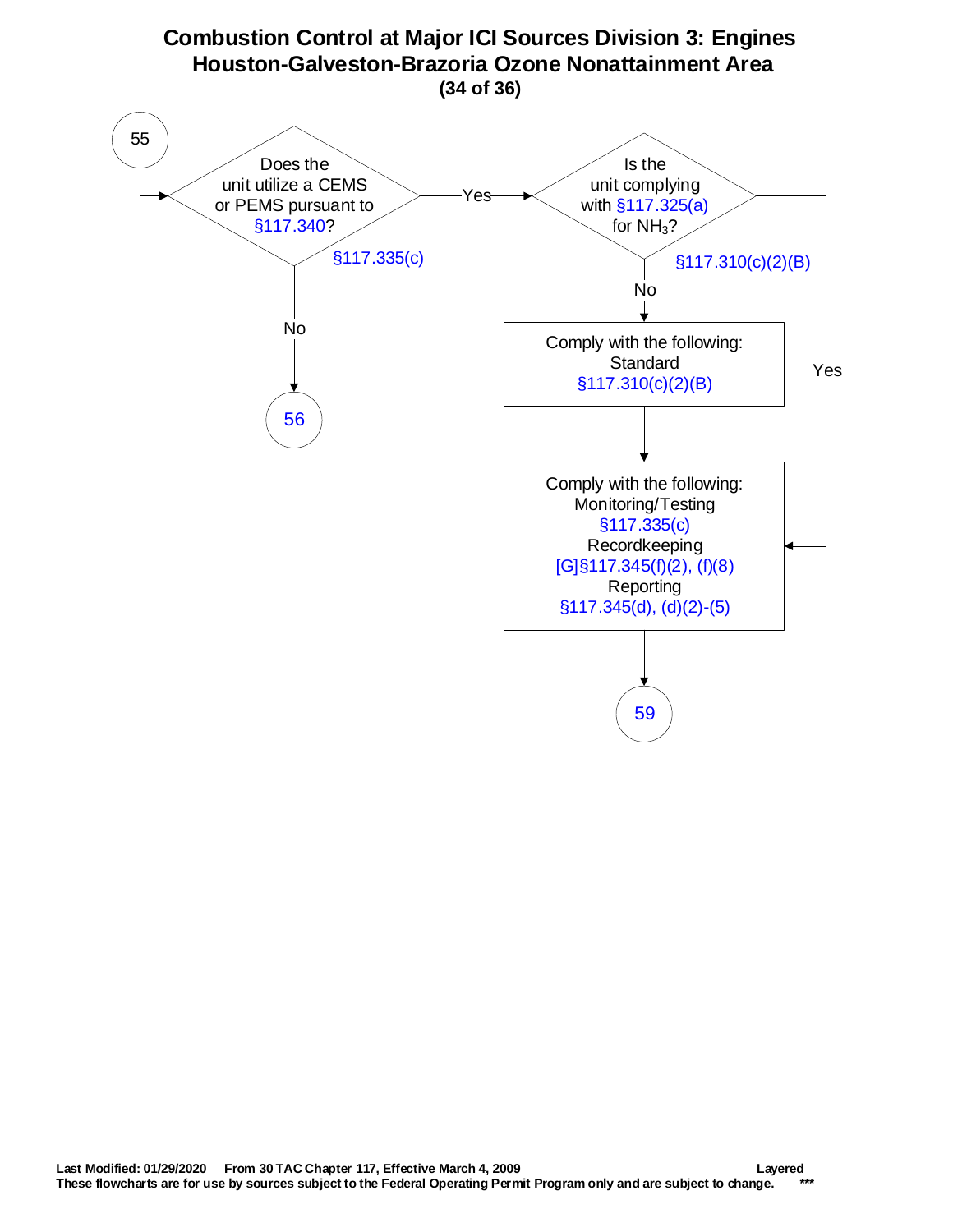# Combustion Control at Major ICI Sources Division 3: Engines
## Houston-Galveston-Brazoria Ozone Nonattainment Area
### (34 of 36)

**55** → Does the unit utilize a CEMS or PEMS pursuant to §117.340? (§117.335(c))

- **No** → **56**
- **Yes** → Is the unit complying with §117.325(a) for $NH_3$? (§117.310(c)(2)(B))
  - **No** → Comply with the following:
    Standard
    §117.310(c)(2)(B)
    → then proceed to the Monitoring/Testing, Recordkeeping, and Reporting requirements below
  - **Yes** → Comply with the following:
    Monitoring/Testing
    §117.335(c)
    Recordkeeping
    [G]§117.345(f)(2), (f)(8)
    Reporting
    §117.345(d), (d)(2)-(5)
    → **59**

Last Modified: 01/29/2020 From 30 TAC Chapter 117, Effective March 4, 2009 Layered

These flowcharts are for use by sources subject to the Federal Operating Permit Program only and are subject to change. ***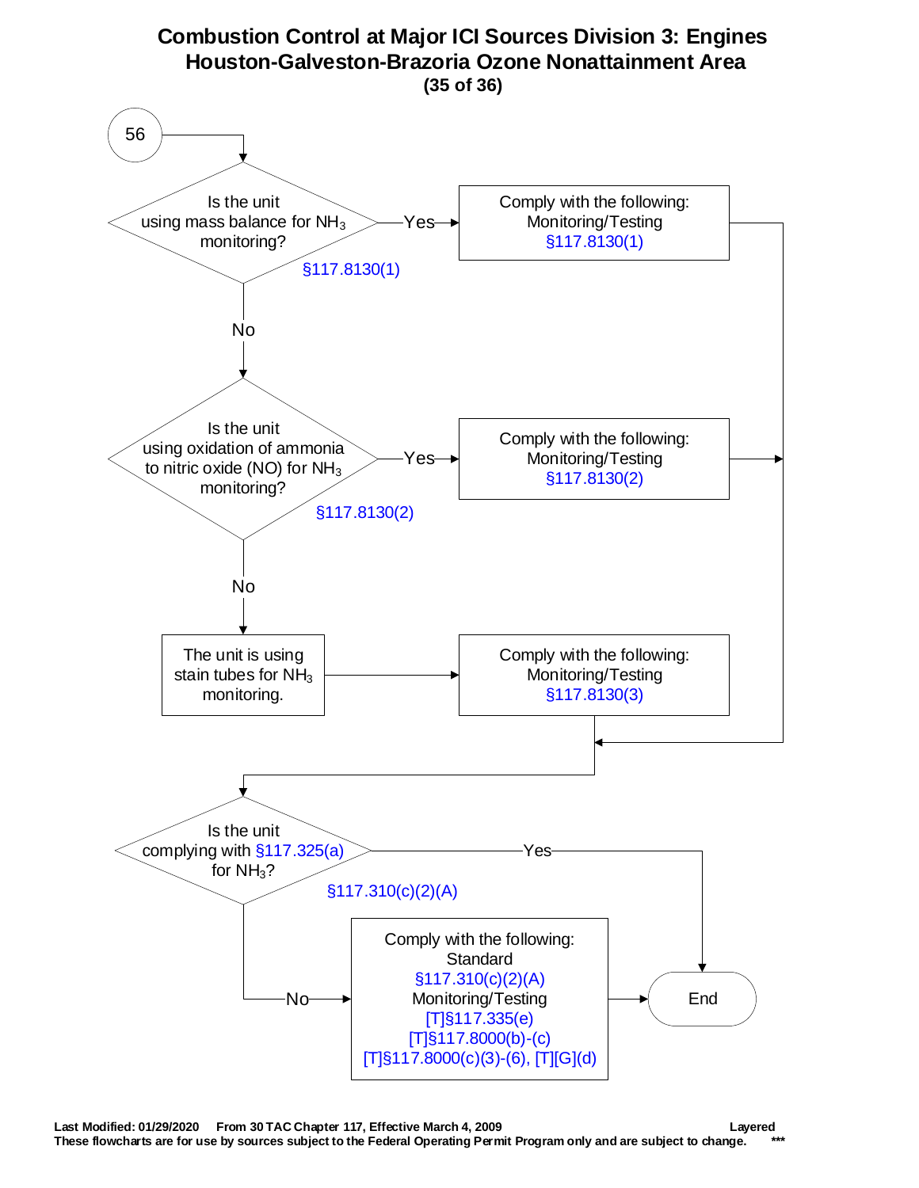# Combustion Control at Major ICI Sources Division 3: Engines
## Houston-Galveston-Brazoria Ozone Nonattainment Area

**56**

**Is the unit using mass balance for $NH_3$ monitoring?** §117.8130(1)

- Yes → Comply with the following: Monitoring/Testing §117.8130(1) → (continue to "Is the unit complying with §117.325(a) for $NH_3$?")
- No → **Is the unit using oxidation of ammonia to nitric oxide (NO) for $NH_3$ monitoring?** §117.8130(2)
  - Yes → Comply with the following: Monitoring/Testing §117.8130(2) → (continue to "Is the unit complying with §117.325(a) for $NH_3$?")
  - No → The unit is using stain tubes for $NH_3$ monitoring. → Comply with the following: Monitoring/Testing §117.8130(3) → (continue to "Is the unit complying with §117.325(a) for $NH_3$?")

**Is the unit complying with §117.325(a) for $NH_3$?** §117.310(c)(2)(A)

- Yes → End
- No → Comply with the following: Standard §117.310(c)(2)(A) Monitoring/Testing [T]§117.335(e) [T]§117.8000(b)-(c) [T]§117.8000(c)(3)-(6), [T][G](d) → End

Last Modified: 01/29/2020 From 30 TAC Chapter 117, Effective March 4, 2009 Layered

These flowcharts are for use by sources subject to the Federal Operating Permit Program only and are subject to change. ***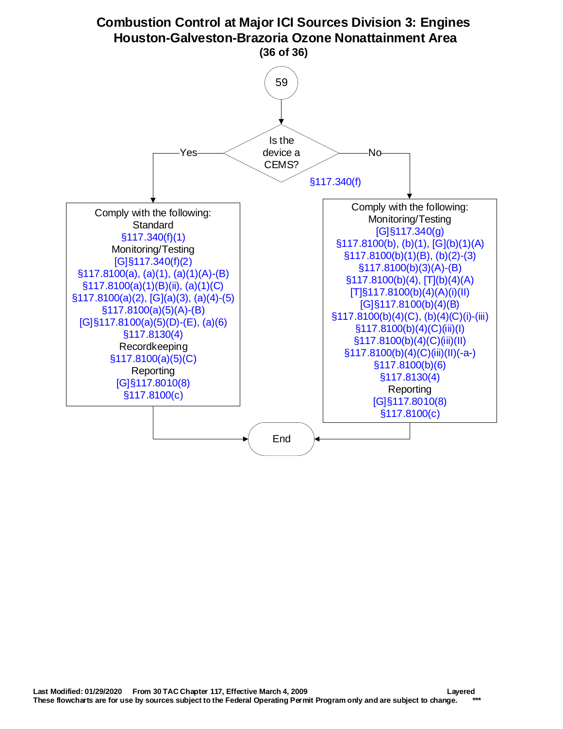# Combustion Control at Major ICI Sources Division 3: Engines
## Houston-Galveston-Brazoria Ozone Nonattainment Area

59

Is the device a CEMS?
§117.340(f)

Yes

Comply with the following:
Standard
§117.340(f)(1)
Monitoring/Testing
[G]§117.340(f)(2)
§117.8100(a), (a)(1), (a)(1)(A)-(B)
§117.8100(a)(1)(B)(ii), (a)(1)(C)
§117.8100(a)(2), [G](a)(3), (a)(4)-(5)
§117.8100(a)(5)(A)-(B)
[G]§117.8100(a)(5)(D)-(E), (a)(6)
§117.8130(4)
Recordkeeping
§117.8100(a)(5)(C)
Reporting
[G]§117.8010(8)
§117.8100(c)

No

Comply with the following:
Monitoring/Testing
[G]§117.340(g)
§117.8100(b), (b)(1), [G](b)(1)(A)
§117.8100(b)(1)(B), (b)(2)-(3)
§117.8100(b)(3)(A)-(B)
§117.8100(b)(4), [T](b)(4)(A)
[T]§117.8100(b)(4)(A)(i)(II)
[G]§117.8100(b)(4)(B)
§117.8100(b)(4)(C), (b)(4)(C)(i)-(iii)
§117.8100(b)(4)(C)(iii)(I)
§117.8100(b)(4)(C)(iii)(II)
§117.8100(b)(4)(C)(iii)(II)(-a-)
§117.8100(b)(6)
§117.8130(4)
Reporting
[G]§117.8010(8)
§117.8100(c)

End

**Last Modified: 01/29/2020 From 30 TAC Chapter 117, Effective March 4, 2009 Layered**
**These flowcharts are for use by sources subject to the Federal Operating Permit Program only and are subject to change. ***